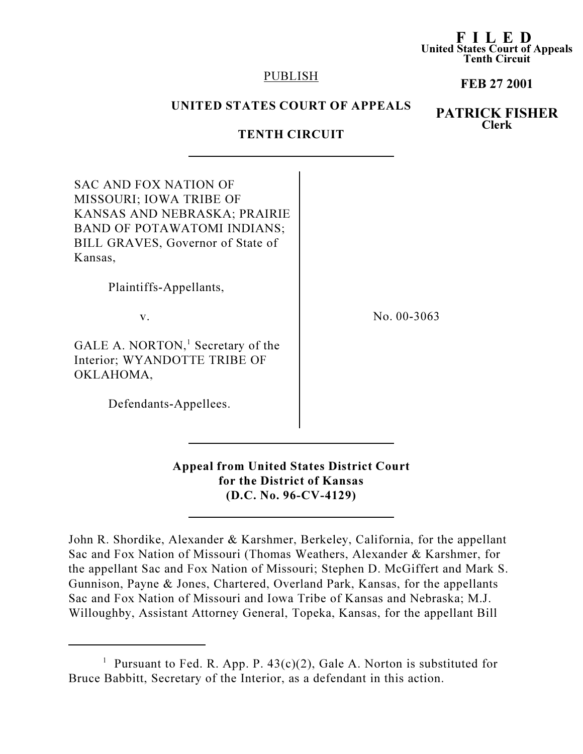**F I L E D**
**United States Court of Appeals**
**Tenth Circuit**

**FEB 27 2001**

**PATRICK FISHER**
**Clerk**

PUBLISH

**UNITED STATES COURT OF APPEALS**

**TENTH CIRCUIT**

---

SAC AND FOX NATION OF MISSOURI; IOWA TRIBE OF KANSAS AND NEBRASKA; PRAIRIE BAND OF POTAWATOMI INDIANS; BILL GRAVES, Governor of State of Kansas,

Plaintiffs-Appellants,

v.

GALE A. NORTON,[1] Secretary of the Interior; WYANDOTTE TRIBE OF OKLAHOMA,

Defendants-Appellees.

No. 00-3063

---

**Appeal from United States District Court for the District of Kansas (D.C. No. 96-CV-4129)**

---

John R. Shordike, Alexander & Karshmer, Berkeley, California, for the appellant Sac and Fox Nation of Missouri (Thomas Weathers, Alexander & Karshmer, for the appellant Sac and Fox Nation of Missouri; Stephen D. McGiffert and Mark S. Gunnison, Payne & Jones, Chartered, Overland Park, Kansas, for the appellants Sac and Fox Nation of Missouri and Iowa Tribe of Kansas and Nebraska; M.J. Willoughby, Assistant Attorney General, Topeka, Kansas, for the appellant Bill

---

[1] Pursuant to Fed. R. App. P. 43(c)(2), Gale A. Norton is substituted for Bruce Babbitt, Secretary of the Interior, as a defendant in this action.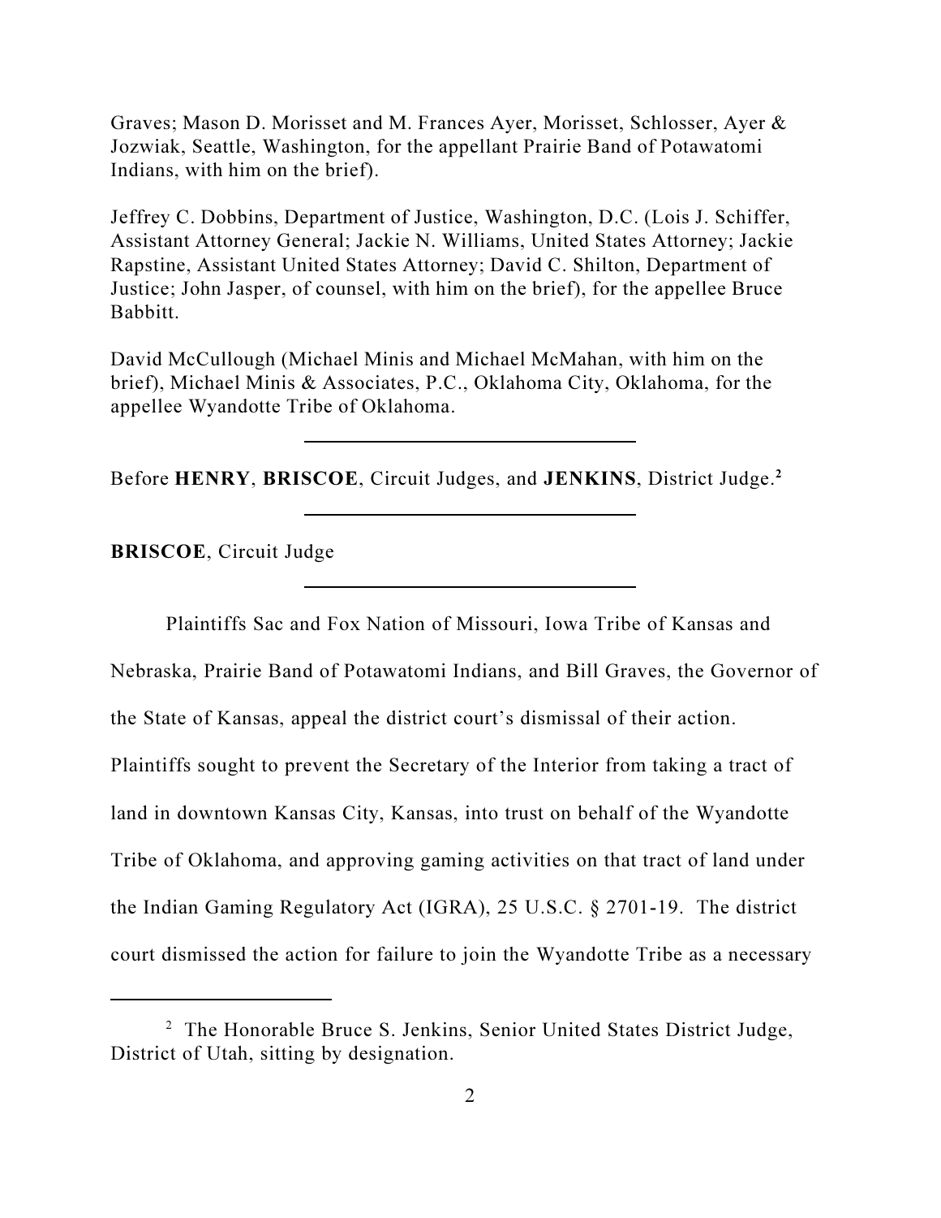Graves; Mason D. Morisset and M. Frances Ayer, Morisset, Schlosser, Ayer & Jozwiak, Seattle, Washington, for the appellant Prairie Band of Potawatomi Indians, with him on the brief).

Jeffrey C. Dobbins, Department of Justice, Washington, D.C. (Lois J. Schiffer, Assistant Attorney General; Jackie N. Williams, United States Attorney; Jackie Rapstine, Assistant United States Attorney; David C. Shilton, Department of Justice; John Jasper, of counsel, with him on the brief), for the appellee Bruce Babbitt.

David McCullough (Michael Minis and Michael McMahan, with him on the brief), Michael Minis & Associates, P.C., Oklahoma City, Oklahoma, for the appellee Wyandotte Tribe of Oklahoma.

---

Before **HENRY**, **BRISCOE**, Circuit Judges, and **JENKINS**, District Judge.[2]

---

**BRISCOE**, Circuit Judge

---

Plaintiffs Sac and Fox Nation of Missouri, Iowa Tribe of Kansas and Nebraska, Prairie Band of Potawatomi Indians, and Bill Graves, the Governor of the State of Kansas, appeal the district court's dismissal of their action. Plaintiffs sought to prevent the Secretary of the Interior from taking a tract of land in downtown Kansas City, Kansas, into trust on behalf of the Wyandotte Tribe of Oklahoma, and approving gaming activities on that tract of land under the Indian Gaming Regulatory Act (IGRA), 25 U.S.C. § 2701-19. The district court dismissed the action for failure to join the Wyandotte Tribe as a necessary

---

[2] The Honorable Bruce S. Jenkins, Senior United States District Judge, District of Utah, sitting by designation.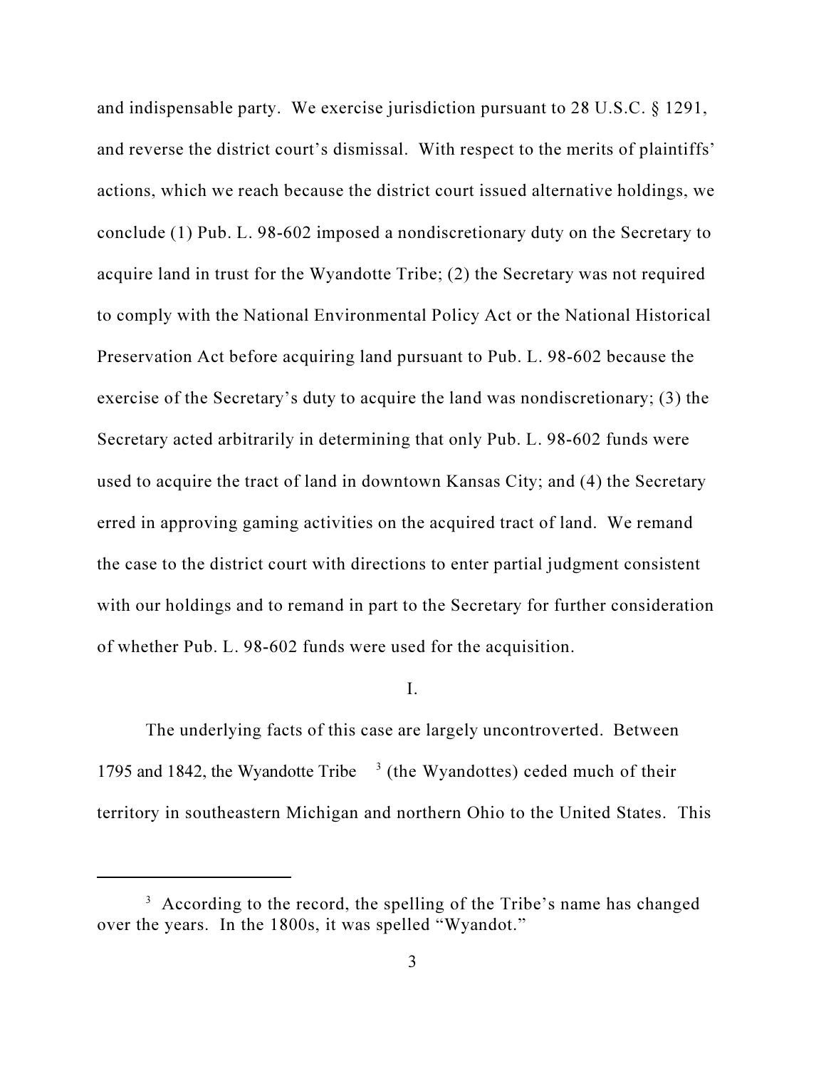and indispensable party. We exercise jurisdiction pursuant to 28 U.S.C. § 1291, and reverse the district court's dismissal. With respect to the merits of plaintiffs' actions, which we reach because the district court issued alternative holdings, we conclude (1) Pub. L. 98-602 imposed a nondiscretionary duty on the Secretary to acquire land in trust for the Wyandotte Tribe; (2) the Secretary was not required to comply with the National Environmental Policy Act or the National Historical Preservation Act before acquiring land pursuant to Pub. L. 98-602 because the exercise of the Secretary's duty to acquire the land was nondiscretionary; (3) the Secretary acted arbitrarily in determining that only Pub. L. 98-602 funds were used to acquire the tract of land in downtown Kansas City; and (4) the Secretary erred in approving gaming activities on the acquired tract of land. We remand the case to the district court with directions to enter partial judgment consistent with our holdings and to remand in part to the Secretary for further consideration of whether Pub. L. 98-602 funds were used for the acquisition.

I.

The underlying facts of this case are largely uncontroverted. Between 1795 and 1842, the Wyandotte Tribe [3] (the Wyandottes) ceded much of their territory in southeastern Michigan and northern Ohio to the United States. This

[3] According to the record, the spelling of the Tribe's name has changed over the years. In the 1800s, it was spelled "Wyandot."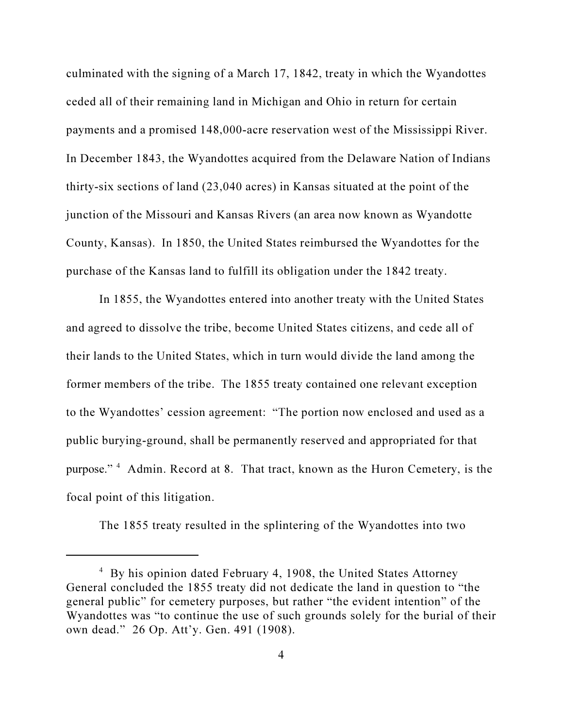culminated with the signing of a March 17, 1842, treaty in which the Wyandottes ceded all of their remaining land in Michigan and Ohio in return for certain payments and a promised 148,000-acre reservation west of the Mississippi River. In December 1843, the Wyandottes acquired from the Delaware Nation of Indians thirty-six sections of land (23,040 acres) in Kansas situated at the point of the junction of the Missouri and Kansas Rivers (an area now known as Wyandotte County, Kansas). In 1850, the United States reimbursed the Wyandottes for the purchase of the Kansas land to fulfill its obligation under the 1842 treaty.

In 1855, the Wyandottes entered into another treaty with the United States and agreed to dissolve the tribe, become United States citizens, and cede all of their lands to the United States, which in turn would divide the land among the former members of the tribe. The 1855 treaty contained one relevant exception to the Wyandottes' cession agreement: "The portion now enclosed and used as a public burying-ground, shall be permanently reserved and appropriated for that purpose." [4] Admin. Record at 8. That tract, known as the Huron Cemetery, is the focal point of this litigation.

The 1855 treaty resulted in the splintering of the Wyandottes into two

---

[4] By his opinion dated February 4, 1908, the United States Attorney General concluded the 1855 treaty did not dedicate the land in question to "the general public" for cemetery purposes, but rather "the evident intention" of the Wyandottes was "to continue the use of such grounds solely for the burial of their own dead." 26 Op. Att'y. Gen. 491 (1908).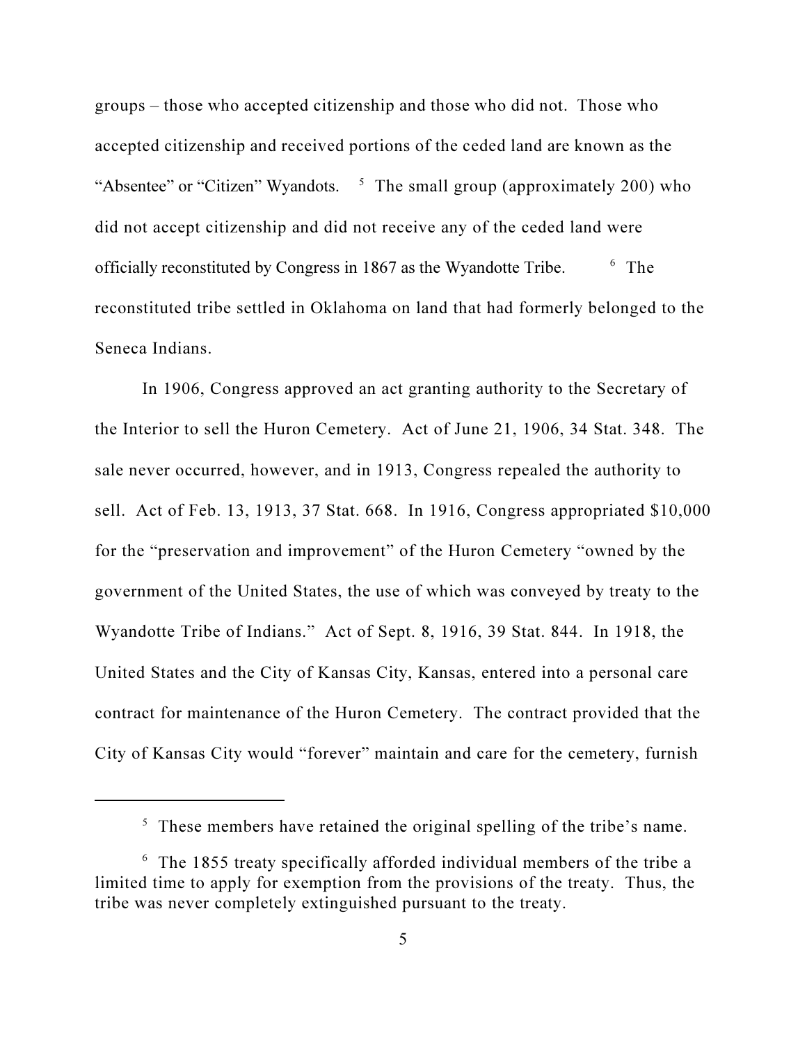groups – those who accepted citizenship and those who did not. Those who accepted citizenship and received portions of the ceded land are known as the "Absentee" or "Citizen" Wyandots. [5] The small group (approximately 200) who did not accept citizenship and did not receive any of the ceded land were officially reconstituted by Congress in 1867 as the Wyandotte Tribe. [6] The reconstituted tribe settled in Oklahoma on land that had formerly belonged to the Seneca Indians.

In 1906, Congress approved an act granting authority to the Secretary of the Interior to sell the Huron Cemetery. Act of June 21, 1906, 34 Stat. 348. The sale never occurred, however, and in 1913, Congress repealed the authority to sell. Act of Feb. 13, 1913, 37 Stat. 668. In 1916, Congress appropriated $10,000 for the "preservation and improvement" of the Huron Cemetery "owned by the government of the United States, the use of which was conveyed by treaty to the Wyandotte Tribe of Indians." Act of Sept. 8, 1916, 39 Stat. 844. In 1918, the United States and the City of Kansas City, Kansas, entered into a personal care contract for maintenance of the Huron Cemetery. The contract provided that the City of Kansas City would "forever" maintain and care for the cemetery, furnish

---

[5] These members have retained the original spelling of the tribe's name.

[6] The 1855 treaty specifically afforded individual members of the tribe a limited time to apply for exemption from the provisions of the treaty. Thus, the tribe was never completely extinguished pursuant to the treaty.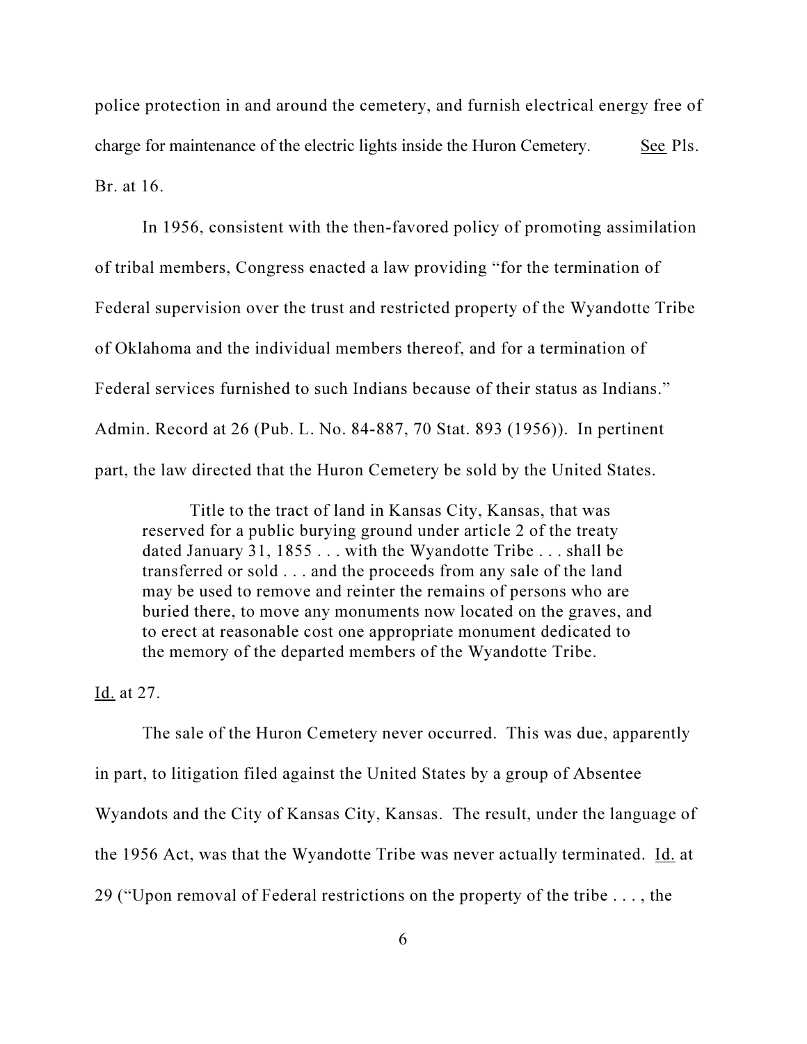police protection in and around the cemetery, and furnish electrical energy free of charge for maintenance of the electric lights inside the Huron Cemetery. See Pls. Br. at 16.

In 1956, consistent with the then-favored policy of promoting assimilation of tribal members, Congress enacted a law providing "for the termination of Federal supervision over the trust and restricted property of the Wyandotte Tribe of Oklahoma and the individual members thereof, and for a termination of Federal services furnished to such Indians because of their status as Indians." Admin. Record at 26 (Pub. L. No. 84-887, 70 Stat. 893 (1956)). In pertinent part, the law directed that the Huron Cemetery be sold by the United States.

> Title to the tract of land in Kansas City, Kansas, that was reserved for a public burying ground under article 2 of the treaty dated January 31, 1855 . . . with the Wyandotte Tribe . . . shall be transferred or sold . . . and the proceeds from any sale of the land may be used to remove and reinter the remains of persons who are buried there, to move any monuments now located on the graves, and to erect at reasonable cost one appropriate monument dedicated to the memory of the departed members of the Wyandotte Tribe.

Id. at 27.

The sale of the Huron Cemetery never occurred. This was due, apparently in part, to litigation filed against the United States by a group of Absentee Wyandots and the City of Kansas City, Kansas. The result, under the language of the 1956 Act, was that the Wyandotte Tribe was never actually terminated. Id. at 29 ("Upon removal of Federal restrictions on the property of the tribe . . . , the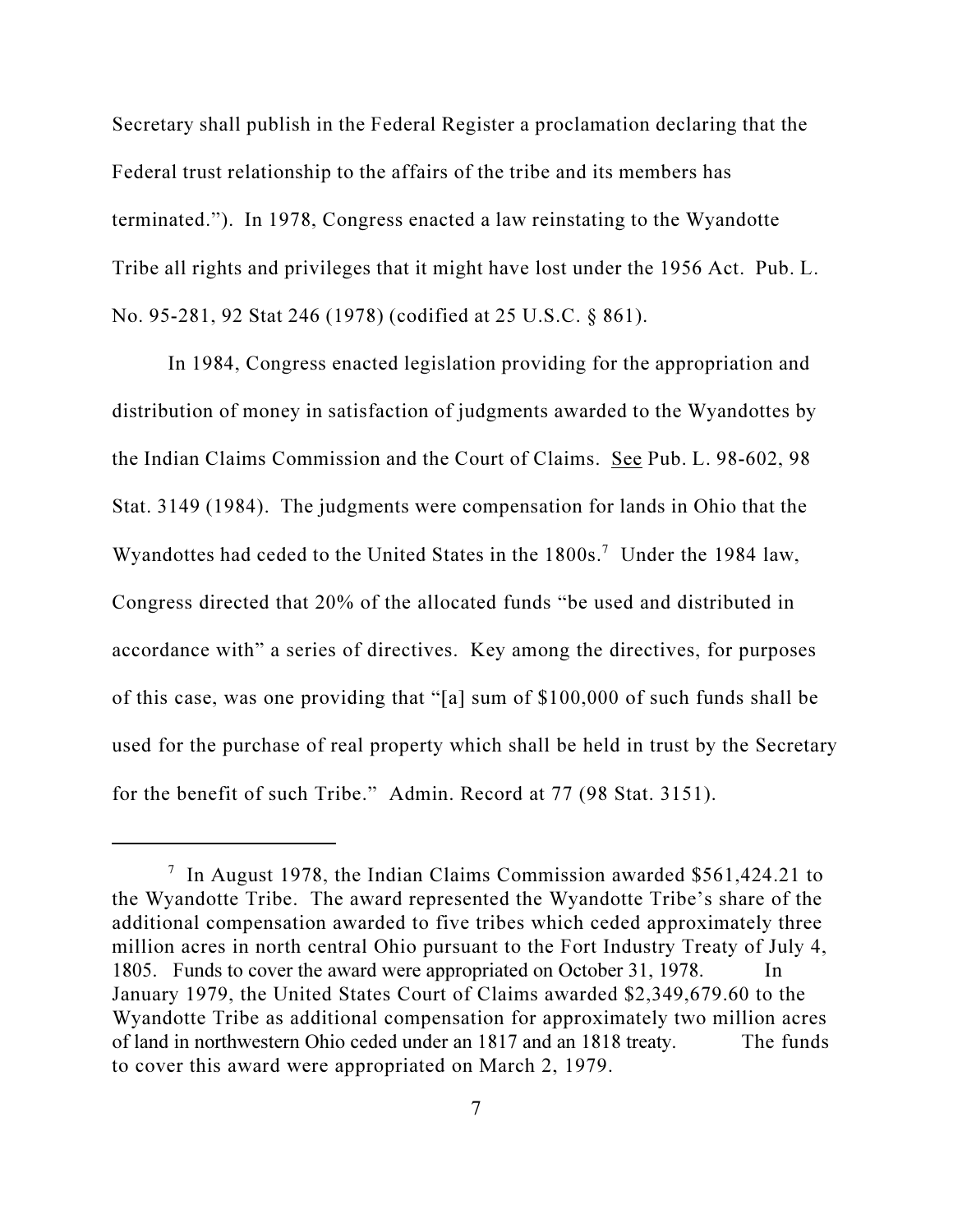Secretary shall publish in the Federal Register a proclamation declaring that the Federal trust relationship to the affairs of the tribe and its members has terminated."). In 1978, Congress enacted a law reinstating to the Wyandotte Tribe all rights and privileges that it might have lost under the 1956 Act. Pub. L. No. 95-281, 92 Stat 246 (1978) (codified at 25 U.S.C. § 861).

In 1984, Congress enacted legislation providing for the appropriation and distribution of money in satisfaction of judgments awarded to the Wyandottes by the Indian Claims Commission and the Court of Claims. See Pub. L. 98-602, 98 Stat. 3149 (1984). The judgments were compensation for lands in Ohio that the Wyandottes had ceded to the United States in the 1800s.[7] Under the 1984 law, Congress directed that 20% of the allocated funds "be used and distributed in accordance with" a series of directives. Key among the directives, for purposes of this case, was one providing that "[a] sum of $100,000 of such funds shall be used for the purchase of real property which shall be held in trust by the Secretary for the benefit of such Tribe." Admin. Record at 77 (98 Stat. 3151).

---

[7] In August 1978, the Indian Claims Commission awarded $561,424.21 to the Wyandotte Tribe. The award represented the Wyandotte Tribe's share of the additional compensation awarded to five tribes which ceded approximately three million acres in north central Ohio pursuant to the Fort Industry Treaty of July 4, 1805. Funds to cover the award were appropriated on October 31, 1978. In January 1979, the United States Court of Claims awarded $2,349,679.60 to the Wyandotte Tribe as additional compensation for approximately two million acres of land in northwestern Ohio ceded under an 1817 and an 1818 treaty. The funds to cover this award were appropriated on March 2, 1979.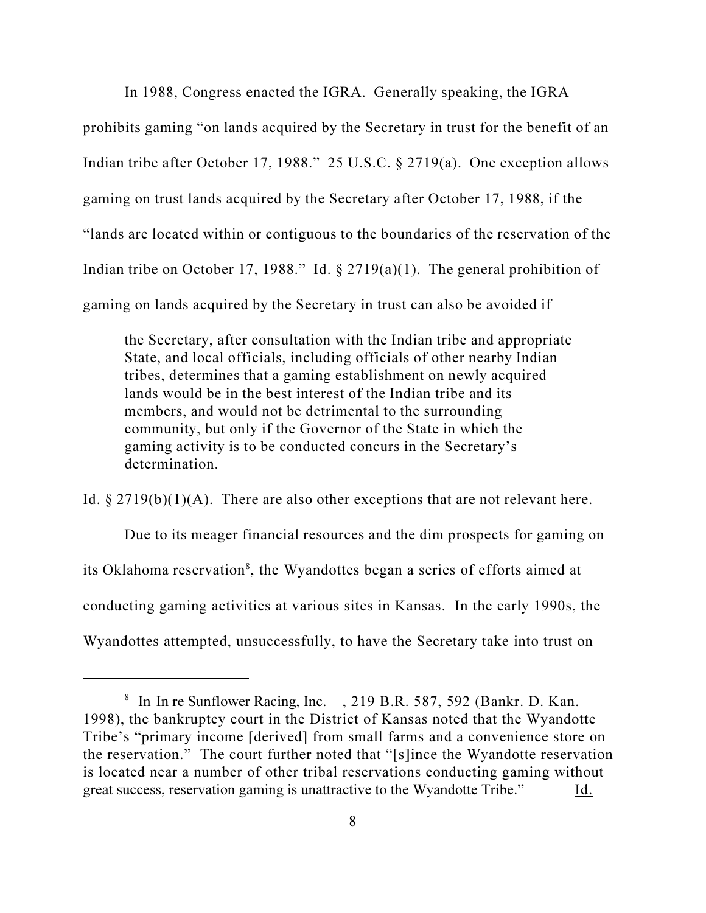In 1988, Congress enacted the IGRA. Generally speaking, the IGRA prohibits gaming "on lands acquired by the Secretary in trust for the benefit of an Indian tribe after October 17, 1988." 25 U.S.C. § 2719(a). One exception allows gaming on trust lands acquired by the Secretary after October 17, 1988, if the "lands are located within or contiguous to the boundaries of the reservation of the Indian tribe on October 17, 1988." Id. § 2719(a)(1). The general prohibition of gaming on lands acquired by the Secretary in trust can also be avoided if

> the Secretary, after consultation with the Indian tribe and appropriate State, and local officials, including officials of other nearby Indian tribes, determines that a gaming establishment on newly acquired lands would be in the best interest of the Indian tribe and its members, and would not be detrimental to the surrounding community, but only if the Governor of the State in which the gaming activity is to be conducted concurs in the Secretary's determination.

Id. § 2719(b)(1)(A). There are also other exceptions that are not relevant here.

Due to its meager financial resources and the dim prospects for gaming on its Oklahoma reservation[8], the Wyandottes began a series of efforts aimed at conducting gaming activities at various sites in Kansas. In the early 1990s, the Wyandottes attempted, unsuccessfully, to have the Secretary take into trust on

---

[8] In In re Sunflower Racing, Inc., 219 B.R. 587, 592 (Bankr. D. Kan. 1998), the bankruptcy court in the District of Kansas noted that the Wyandotte Tribe's "primary income [derived] from small farms and a convenience store on the reservation." The court further noted that "[s]ince the Wyandotte reservation is located near a number of other tribal reservations conducting gaming without great success, reservation gaming is unattractive to the Wyandotte Tribe." Id.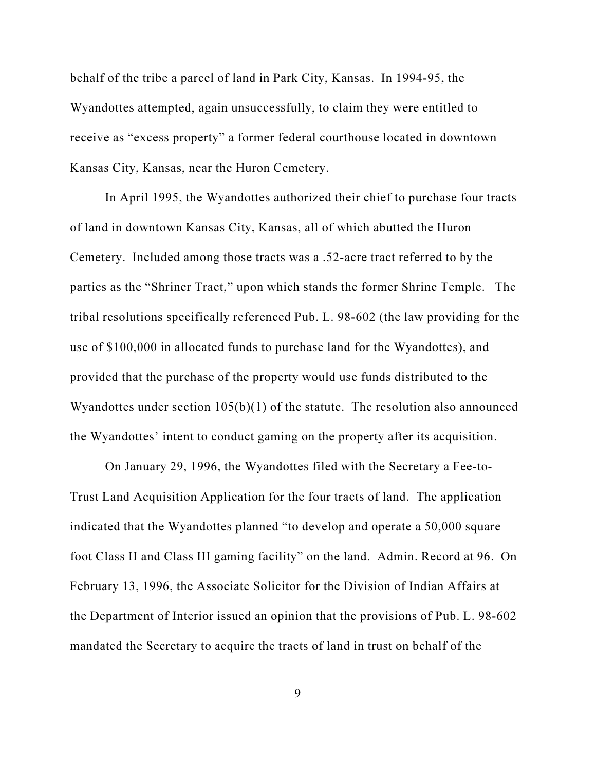behalf of the tribe a parcel of land in Park City, Kansas. In 1994-95, the Wyandottes attempted, again unsuccessfully, to claim they were entitled to receive as "excess property" a former federal courthouse located in downtown Kansas City, Kansas, near the Huron Cemetery.

In April 1995, the Wyandottes authorized their chief to purchase four tracts of land in downtown Kansas City, Kansas, all of which abutted the Huron Cemetery. Included among those tracts was a .52-acre tract referred to by the parties as the "Shriner Tract," upon which stands the former Shrine Temple. The tribal resolutions specifically referenced Pub. L. 98-602 (the law providing for the use of $100,000 in allocated funds to purchase land for the Wyandottes), and provided that the purchase of the property would use funds distributed to the Wyandottes under section 105(b)(1) of the statute. The resolution also announced the Wyandottes' intent to conduct gaming on the property after its acquisition.

On January 29, 1996, the Wyandottes filed with the Secretary a Fee-to-Trust Land Acquisition Application for the four tracts of land. The application indicated that the Wyandottes planned "to develop and operate a 50,000 square foot Class II and Class III gaming facility" on the land. Admin. Record at 96. On February 13, 1996, the Associate Solicitor for the Division of Indian Affairs at the Department of Interior issued an opinion that the provisions of Pub. L. 98-602 mandated the Secretary to acquire the tracts of land in trust on behalf of the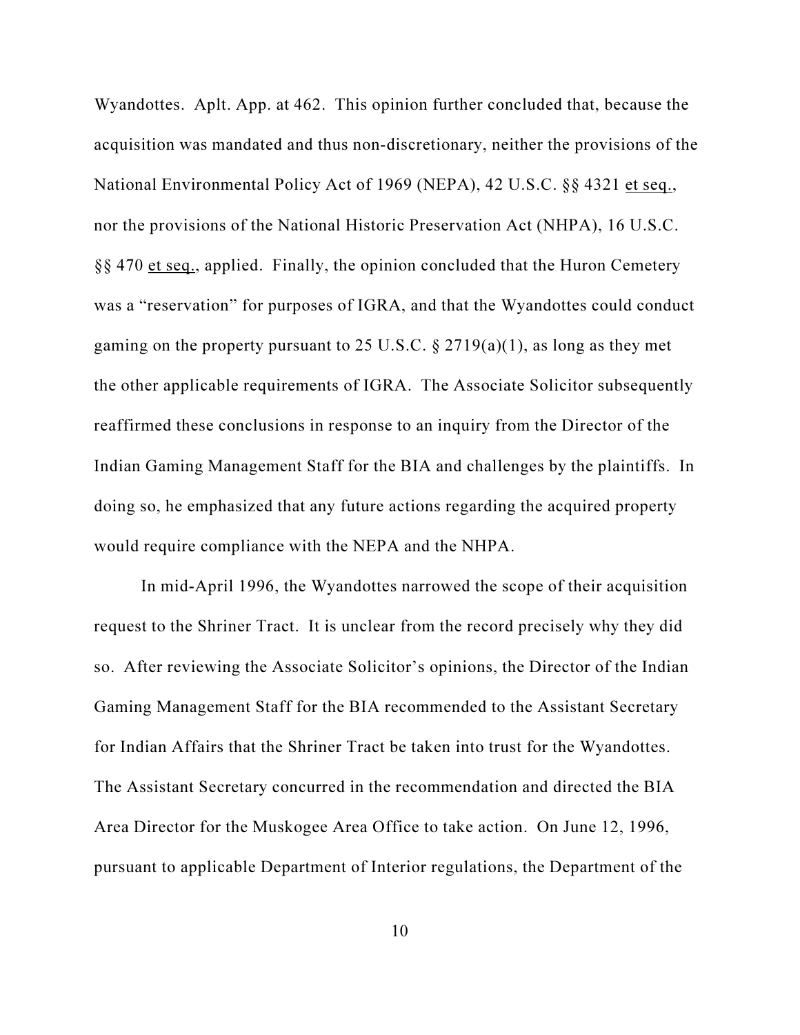Wyandottes. Aplt. App. at 462. This opinion further concluded that, because the acquisition was mandated and thus non-discretionary, neither the provisions of the National Environmental Policy Act of 1969 (NEPA), 42 U.S.C. §§ 4321 et seq., nor the provisions of the National Historic Preservation Act (NHPA), 16 U.S.C. §§ 470 et seq., applied. Finally, the opinion concluded that the Huron Cemetery was a "reservation" for purposes of IGRA, and that the Wyandottes could conduct gaming on the property pursuant to 25 U.S.C. § 2719(a)(1), as long as they met the other applicable requirements of IGRA. The Associate Solicitor subsequently reaffirmed these conclusions in response to an inquiry from the Director of the Indian Gaming Management Staff for the BIA and challenges by the plaintiffs. In doing so, he emphasized that any future actions regarding the acquired property would require compliance with the NEPA and the NHPA.

In mid-April 1996, the Wyandottes narrowed the scope of their acquisition request to the Shriner Tract. It is unclear from the record precisely why they did so. After reviewing the Associate Solicitor's opinions, the Director of the Indian Gaming Management Staff for the BIA recommended to the Assistant Secretary for Indian Affairs that the Shriner Tract be taken into trust for the Wyandottes. The Assistant Secretary concurred in the recommendation and directed the BIA Area Director for the Muskogee Area Office to take action. On June 12, 1996, pursuant to applicable Department of Interior regulations, the Department of the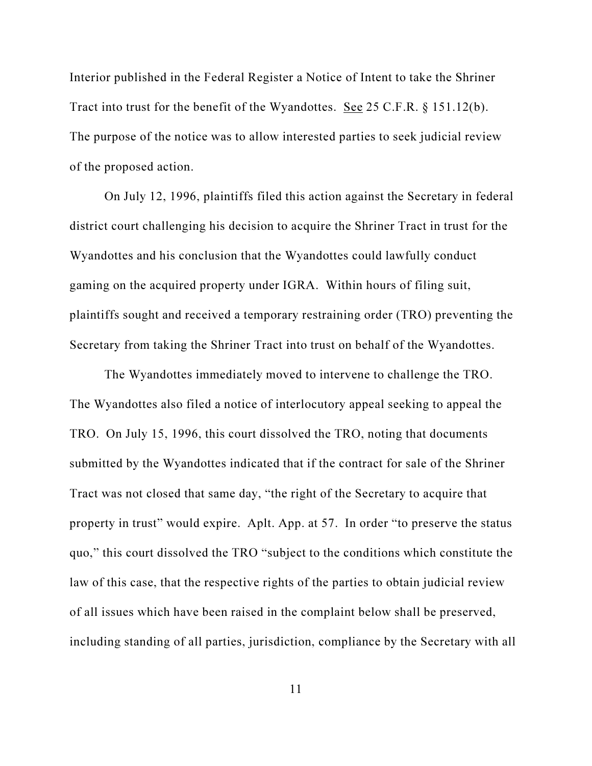Interior published in the Federal Register a Notice of Intent to take the Shriner Tract into trust for the benefit of the Wyandottes. See 25 C.F.R. § 151.12(b). The purpose of the notice was to allow interested parties to seek judicial review of the proposed action.

On July 12, 1996, plaintiffs filed this action against the Secretary in federal district court challenging his decision to acquire the Shriner Tract in trust for the Wyandottes and his conclusion that the Wyandottes could lawfully conduct gaming on the acquired property under IGRA. Within hours of filing suit, plaintiffs sought and received a temporary restraining order (TRO) preventing the Secretary from taking the Shriner Tract into trust on behalf of the Wyandottes.

The Wyandottes immediately moved to intervene to challenge the TRO. The Wyandottes also filed a notice of interlocutory appeal seeking to appeal the TRO. On July 15, 1996, this court dissolved the TRO, noting that documents submitted by the Wyandottes indicated that if the contract for sale of the Shriner Tract was not closed that same day, "the right of the Secretary to acquire that property in trust" would expire. Aplt. App. at 57. In order "to preserve the status quo," this court dissolved the TRO "subject to the conditions which constitute the law of this case, that the respective rights of the parties to obtain judicial review of all issues which have been raised in the complaint below shall be preserved, including standing of all parties, jurisdiction, compliance by the Secretary with all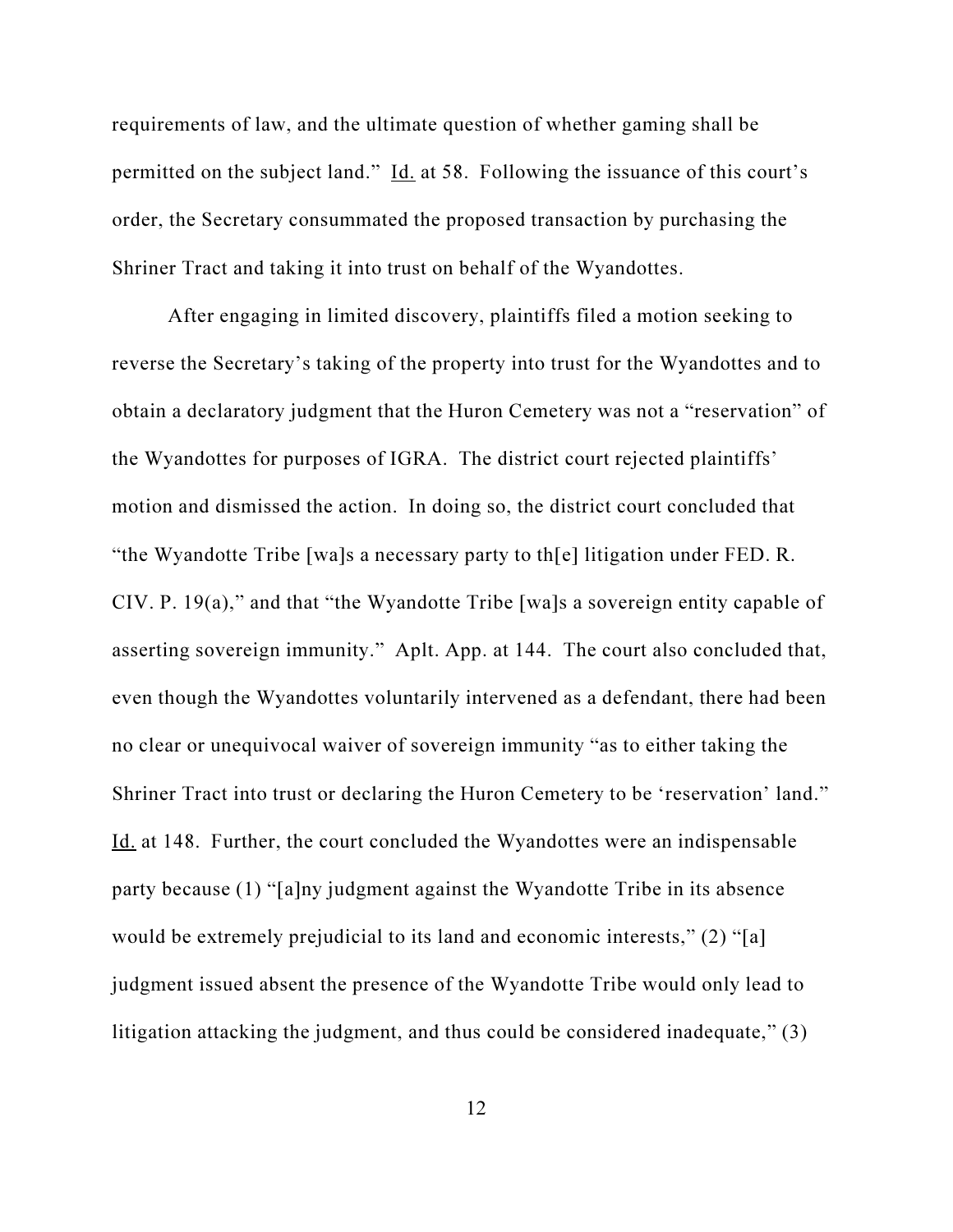requirements of law, and the ultimate question of whether gaming shall be permitted on the subject land." Id. at 58. Following the issuance of this court's order, the Secretary consummated the proposed transaction by purchasing the Shriner Tract and taking it into trust on behalf of the Wyandottes.

After engaging in limited discovery, plaintiffs filed a motion seeking to reverse the Secretary's taking of the property into trust for the Wyandottes and to obtain a declaratory judgment that the Huron Cemetery was not a "reservation" of the Wyandottes for purposes of IGRA. The district court rejected plaintiffs' motion and dismissed the action. In doing so, the district court concluded that "the Wyandotte Tribe [wa]s a necessary party to th[e] litigation under FED. R. CIV. P. 19(a)," and that "the Wyandotte Tribe [wa]s a sovereign entity capable of asserting sovereign immunity." Aplt. App. at 144. The court also concluded that, even though the Wyandottes voluntarily intervened as a defendant, there had been no clear or unequivocal waiver of sovereign immunity "as to either taking the Shriner Tract into trust or declaring the Huron Cemetery to be 'reservation' land." Id. at 148. Further, the court concluded the Wyandottes were an indispensable party because (1) "[a]ny judgment against the Wyandotte Tribe in its absence would be extremely prejudicial to its land and economic interests," (2) "[a] judgment issued absent the presence of the Wyandotte Tribe would only lead to litigation attacking the judgment, and thus could be considered inadequate," (3)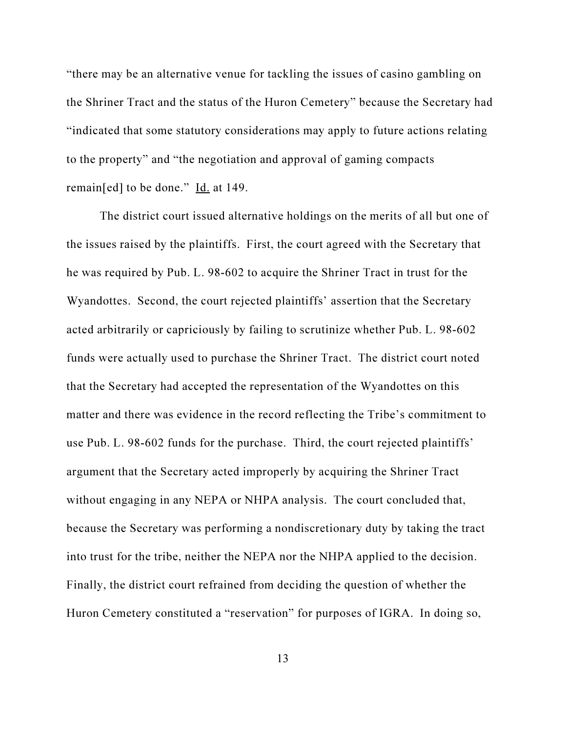"there may be an alternative venue for tackling the issues of casino gambling on the Shriner Tract and the status of the Huron Cemetery" because the Secretary had "indicated that some statutory considerations may apply to future actions relating to the property" and "the negotiation and approval of gaming compacts remain[ed] to be done." Id. at 149.

The district court issued alternative holdings on the merits of all but one of the issues raised by the plaintiffs. First, the court agreed with the Secretary that he was required by Pub. L. 98-602 to acquire the Shriner Tract in trust for the Wyandottes. Second, the court rejected plaintiffs' assertion that the Secretary acted arbitrarily or capriciously by failing to scrutinize whether Pub. L. 98-602 funds were actually used to purchase the Shriner Tract. The district court noted that the Secretary had accepted the representation of the Wyandottes on this matter and there was evidence in the record reflecting the Tribe's commitment to use Pub. L. 98-602 funds for the purchase. Third, the court rejected plaintiffs' argument that the Secretary acted improperly by acquiring the Shriner Tract without engaging in any NEPA or NHPA analysis. The court concluded that, because the Secretary was performing a nondiscretionary duty by taking the tract into trust for the tribe, neither the NEPA nor the NHPA applied to the decision. Finally, the district court refrained from deciding the question of whether the Huron Cemetery constituted a "reservation" for purposes of IGRA. In doing so,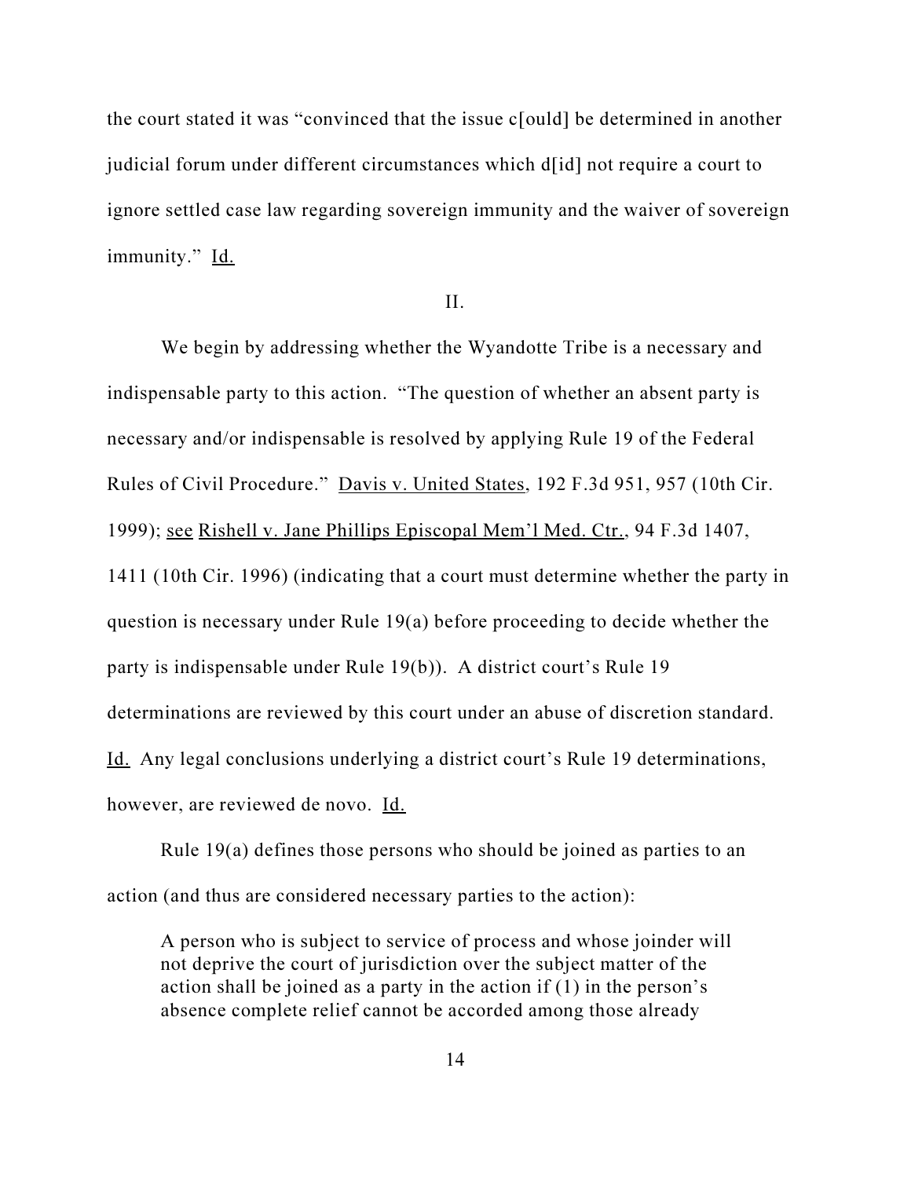the court stated it was "convinced that the issue c[ould] be determined in another judicial forum under different circumstances which d[id] not require a court to ignore settled case law regarding sovereign immunity and the waiver of sovereign immunity." Id.

## II.

We begin by addressing whether the Wyandotte Tribe is a necessary and indispensable party to this action. "The question of whether an absent party is necessary and/or indispensable is resolved by applying Rule 19 of the Federal Rules of Civil Procedure." Davis v. United States, 192 F.3d 951, 957 (10th Cir. 1999); see Rishell v. Jane Phillips Episcopal Mem'l Med. Ctr., 94 F.3d 1407, 1411 (10th Cir. 1996) (indicating that a court must determine whether the party in question is necessary under Rule 19(a) before proceeding to decide whether the party is indispensable under Rule 19(b)). A district court's Rule 19 determinations are reviewed by this court under an abuse of discretion standard. Id. Any legal conclusions underlying a district court's Rule 19 determinations, however, are reviewed de novo. Id.

Rule 19(a) defines those persons who should be joined as parties to an action (and thus are considered necessary parties to the action):

> A person who is subject to service of process and whose joinder will not deprive the court of jurisdiction over the subject matter of the action shall be joined as a party in the action if (1) in the person's absence complete relief cannot be accorded among those already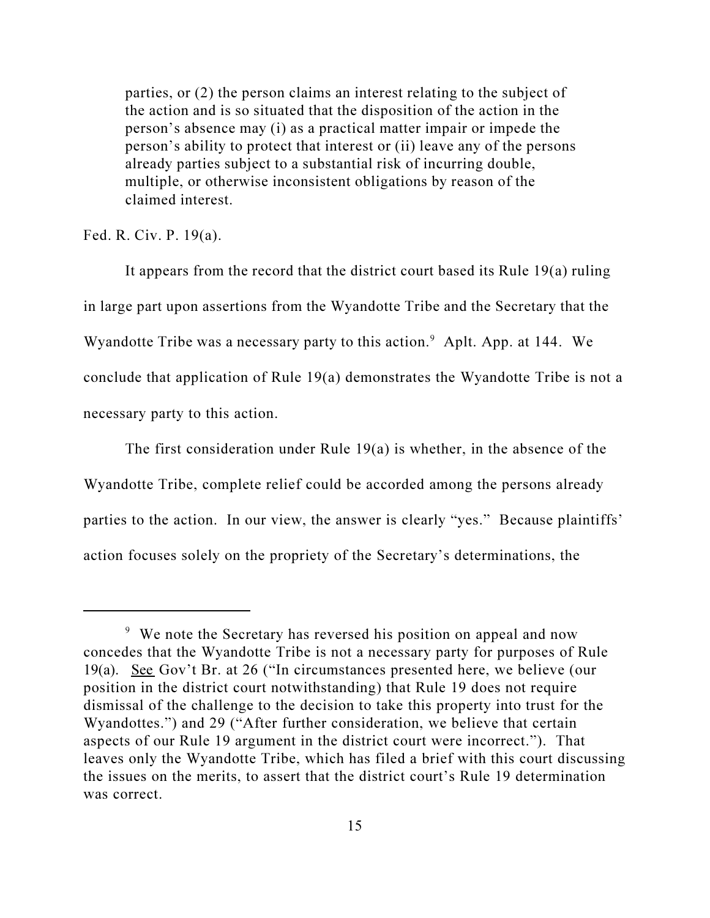> parties, or (2) the person claims an interest relating to the subject of the action and is so situated that the disposition of the action in the person's absence may (i) as a practical matter impair or impede the person's ability to protect that interest or (ii) leave any of the persons already parties subject to a substantial risk of incurring double, multiple, or otherwise inconsistent obligations by reason of the claimed interest.

Fed. R. Civ. P. 19(a).

It appears from the record that the district court based its Rule 19(a) ruling in large part upon assertions from the Wyandotte Tribe and the Secretary that the Wyandotte Tribe was a necessary party to this action.[9] Aplt. App. at 144. We conclude that application of Rule 19(a) demonstrates the Wyandotte Tribe is not a necessary party to this action.

The first consideration under Rule 19(a) is whether, in the absence of the Wyandotte Tribe, complete relief could be accorded among the persons already parties to the action. In our view, the answer is clearly "yes." Because plaintiffs' action focuses solely on the propriety of the Secretary's determinations, the

---

[9] We note the Secretary has reversed his position on appeal and now concedes that the Wyandotte Tribe is not a necessary party for purposes of Rule 19(a). See Gov't Br. at 26 ("In circumstances presented here, we believe (our position in the district court notwithstanding) that Rule 19 does not require dismissal of the challenge to the decision to take this property into trust for the Wyandottes.") and 29 ("After further consideration, we believe that certain aspects of our Rule 19 argument in the district court were incorrect."). That leaves only the Wyandotte Tribe, which has filed a brief with this court discussing the issues on the merits, to assert that the district court's Rule 19 determination was correct.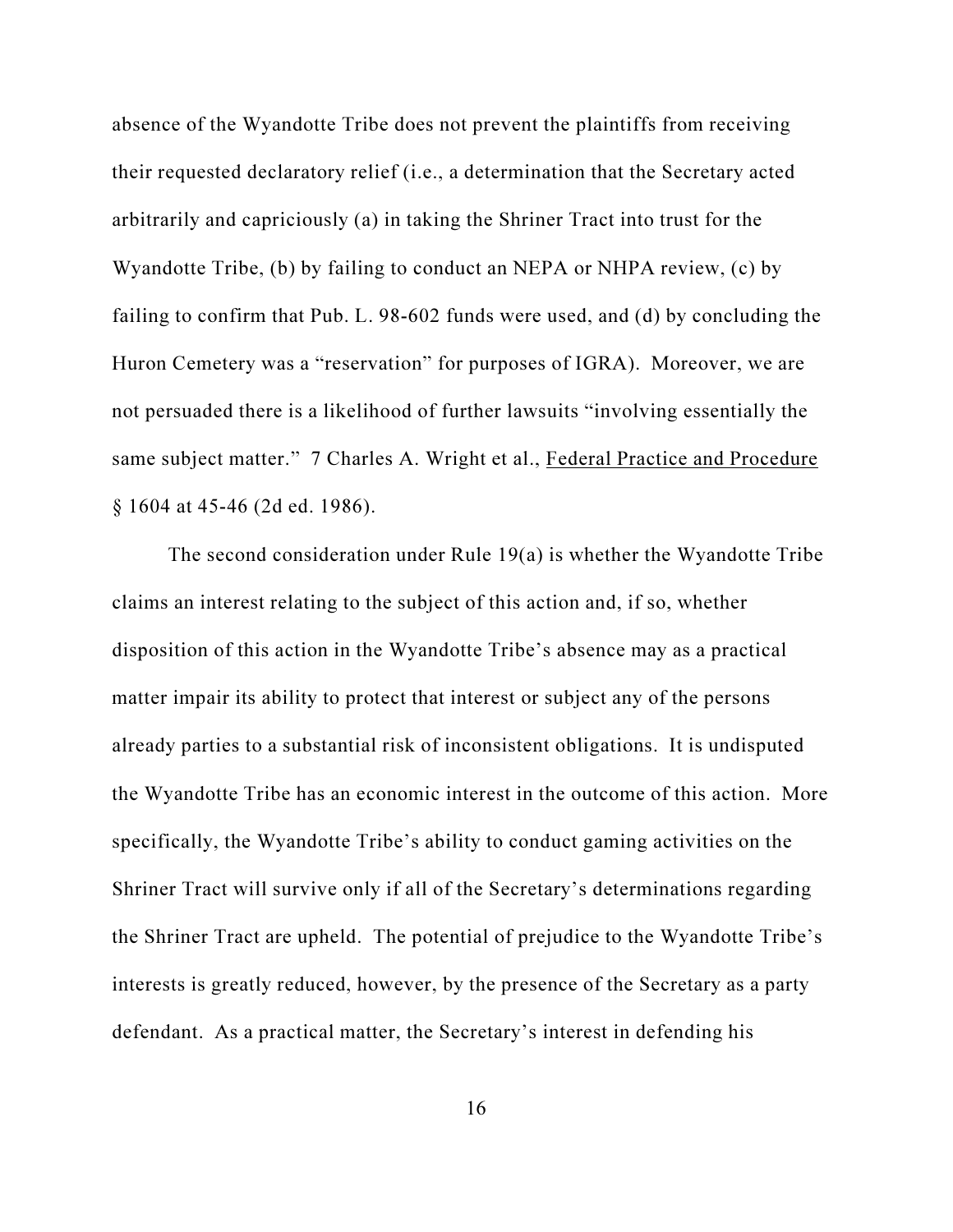absence of the Wyandotte Tribe does not prevent the plaintiffs from receiving their requested declaratory relief (i.e., a determination that the Secretary acted arbitrarily and capriciously (a) in taking the Shriner Tract into trust for the Wyandotte Tribe, (b) by failing to conduct an NEPA or NHPA review, (c) by failing to confirm that Pub. L. 98-602 funds were used, and (d) by concluding the Huron Cemetery was a "reservation" for purposes of IGRA). Moreover, we are not persuaded there is a likelihood of further lawsuits "involving essentially the same subject matter." 7 Charles A. Wright et al., Federal Practice and Procedure § 1604 at 45-46 (2d ed. 1986).

The second consideration under Rule 19(a) is whether the Wyandotte Tribe claims an interest relating to the subject of this action and, if so, whether disposition of this action in the Wyandotte Tribe's absence may as a practical matter impair its ability to protect that interest or subject any of the persons already parties to a substantial risk of inconsistent obligations. It is undisputed the Wyandotte Tribe has an economic interest in the outcome of this action. More specifically, the Wyandotte Tribe's ability to conduct gaming activities on the Shriner Tract will survive only if all of the Secretary's determinations regarding the Shriner Tract are upheld. The potential of prejudice to the Wyandotte Tribe's interests is greatly reduced, however, by the presence of the Secretary as a party defendant. As a practical matter, the Secretary's interest in defending his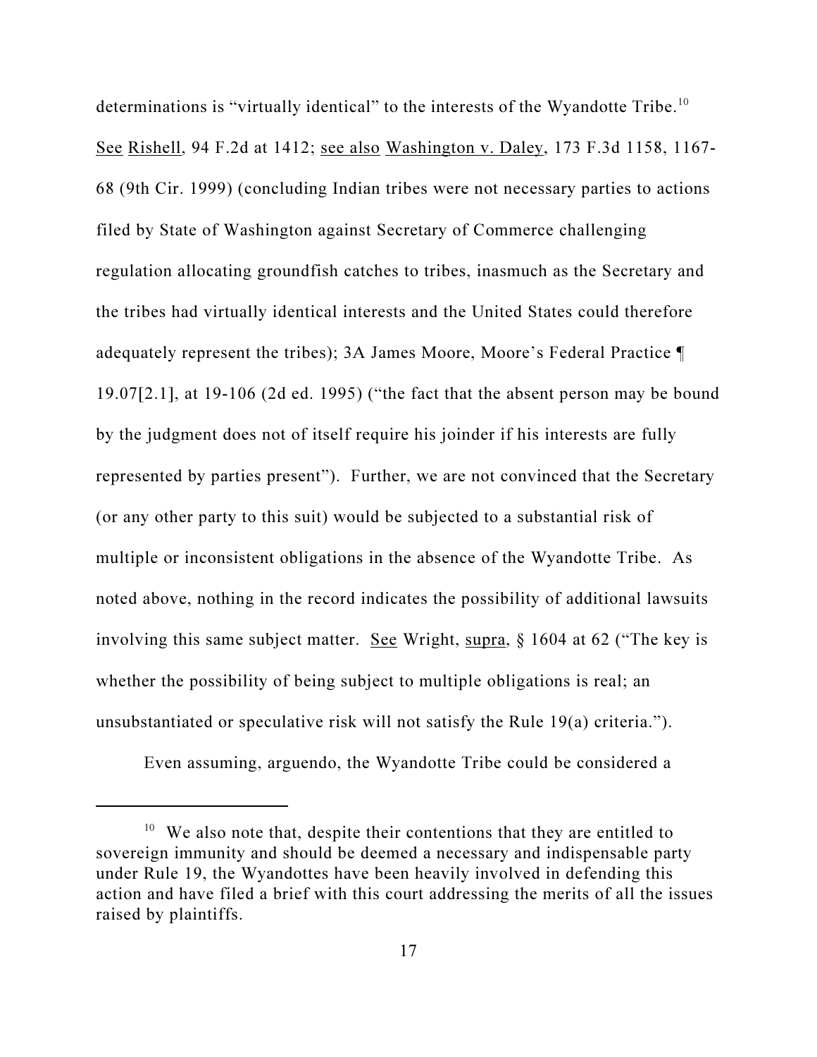determinations is "virtually identical" to the interests of the Wyandotte Tribe.[10] See Rishell, 94 F.2d at 1412; see also Washington v. Daley, 173 F.3d 1158, 1167-68 (9th Cir. 1999) (concluding Indian tribes were not necessary parties to actions filed by State of Washington against Secretary of Commerce challenging regulation allocating groundfish catches to tribes, inasmuch as the Secretary and the tribes had virtually identical interests and the United States could therefore adequately represent the tribes); 3A James Moore, Moore's Federal Practice ¶ 19.07[2.1], at 19-106 (2d ed. 1995) ("the fact that the absent person may be bound by the judgment does not of itself require his joinder if his interests are fully represented by parties present"). Further, we are not convinced that the Secretary (or any other party to this suit) would be subjected to a substantial risk of multiple or inconsistent obligations in the absence of the Wyandotte Tribe. As noted above, nothing in the record indicates the possibility of additional lawsuits involving this same subject matter. See Wright, supra, § 1604 at 62 ("The key is whether the possibility of being subject to multiple obligations is real; an unsubstantiated or speculative risk will not satisfy the Rule 19(a) criteria.").

Even assuming, arguendo, the Wyandotte Tribe could be considered a

---

[10] We also note that, despite their contentions that they are entitled to sovereign immunity and should be deemed a necessary and indispensable party under Rule 19, the Wyandottes have been heavily involved in defending this action and have filed a brief with this court addressing the merits of all the issues raised by plaintiffs.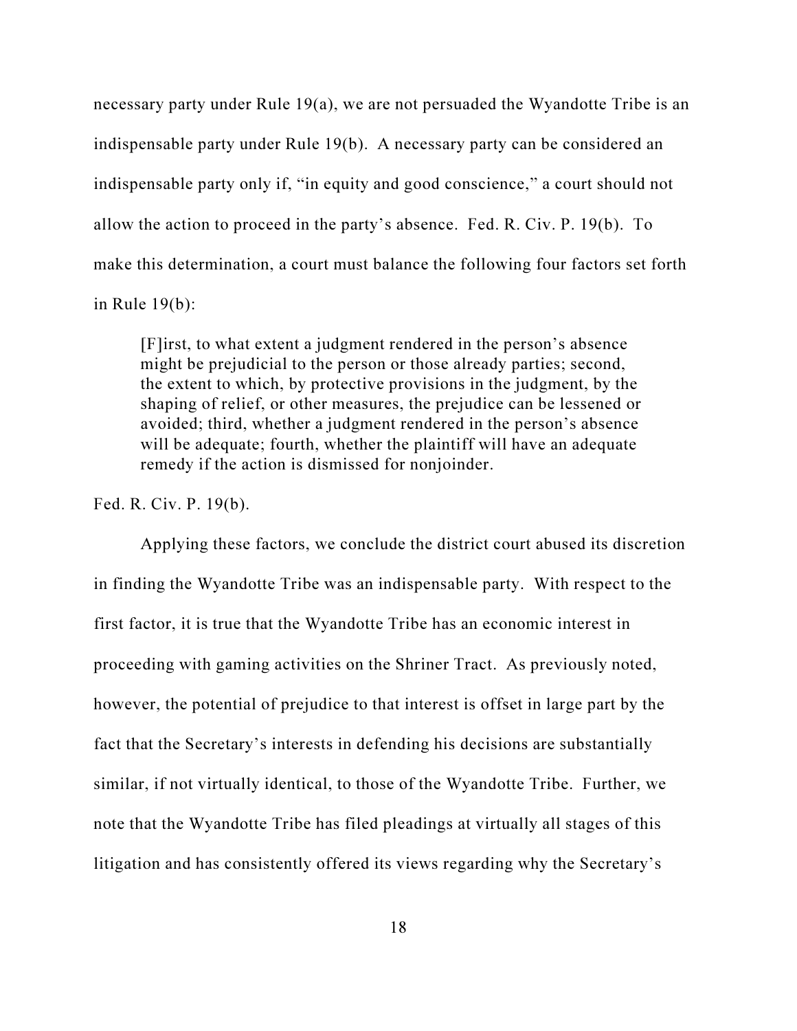necessary party under Rule 19(a), we are not persuaded the Wyandotte Tribe is an indispensable party under Rule 19(b). A necessary party can be considered an indispensable party only if, "in equity and good conscience," a court should not allow the action to proceed in the party's absence. Fed. R. Civ. P. 19(b). To make this determination, a court must balance the following four factors set forth in Rule 19(b):

> [F]irst, to what extent a judgment rendered in the person's absence might be prejudicial to the person or those already parties; second, the extent to which, by protective provisions in the judgment, by the shaping of relief, or other measures, the prejudice can be lessened or avoided; third, whether a judgment rendered in the person's absence will be adequate; fourth, whether the plaintiff will have an adequate remedy if the action is dismissed for nonjoinder.

Fed. R. Civ. P. 19(b).

Applying these factors, we conclude the district court abused its discretion in finding the Wyandotte Tribe was an indispensable party. With respect to the first factor, it is true that the Wyandotte Tribe has an economic interest in proceeding with gaming activities on the Shriner Tract. As previously noted, however, the potential of prejudice to that interest is offset in large part by the fact that the Secretary's interests in defending his decisions are substantially similar, if not virtually identical, to those of the Wyandotte Tribe. Further, we note that the Wyandotte Tribe has filed pleadings at virtually all stages of this litigation and has consistently offered its views regarding why the Secretary's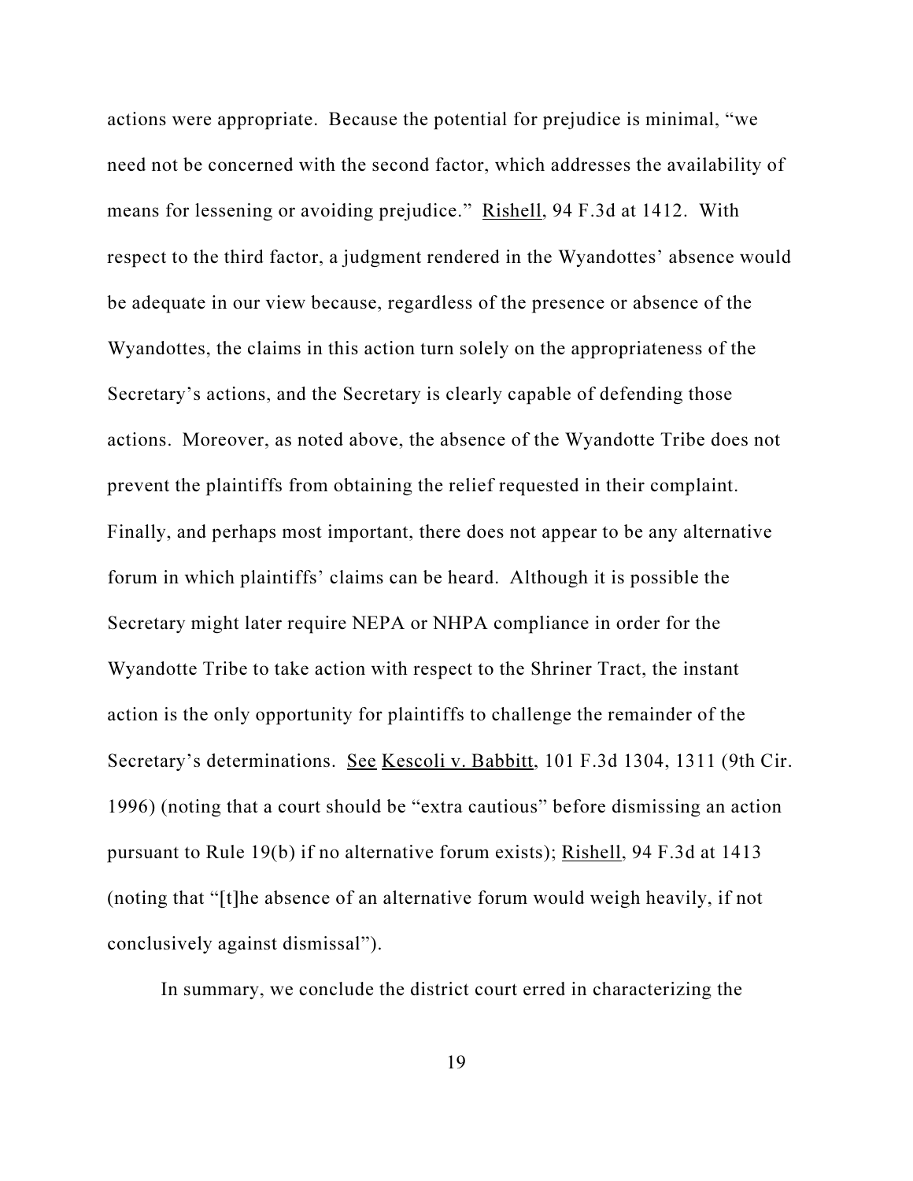actions were appropriate. Because the potential for prejudice is minimal, "we need not be concerned with the second factor, which addresses the availability of means for lessening or avoiding prejudice." Rishell, 94 F.3d at 1412. With respect to the third factor, a judgment rendered in the Wyandottes' absence would be adequate in our view because, regardless of the presence or absence of the Wyandottes, the claims in this action turn solely on the appropriateness of the Secretary's actions, and the Secretary is clearly capable of defending those actions. Moreover, as noted above, the absence of the Wyandotte Tribe does not prevent the plaintiffs from obtaining the relief requested in their complaint. Finally, and perhaps most important, there does not appear to be any alternative forum in which plaintiffs' claims can be heard. Although it is possible the Secretary might later require NEPA or NHPA compliance in order for the Wyandotte Tribe to take action with respect to the Shriner Tract, the instant action is the only opportunity for plaintiffs to challenge the remainder of the Secretary's determinations. See Kescoli v. Babbitt, 101 F.3d 1304, 1311 (9th Cir. 1996) (noting that a court should be "extra cautious" before dismissing an action pursuant to Rule 19(b) if no alternative forum exists); Rishell, 94 F.3d at 1413 (noting that "[t]he absence of an alternative forum would weigh heavily, if not conclusively against dismissal").

In summary, we conclude the district court erred in characterizing the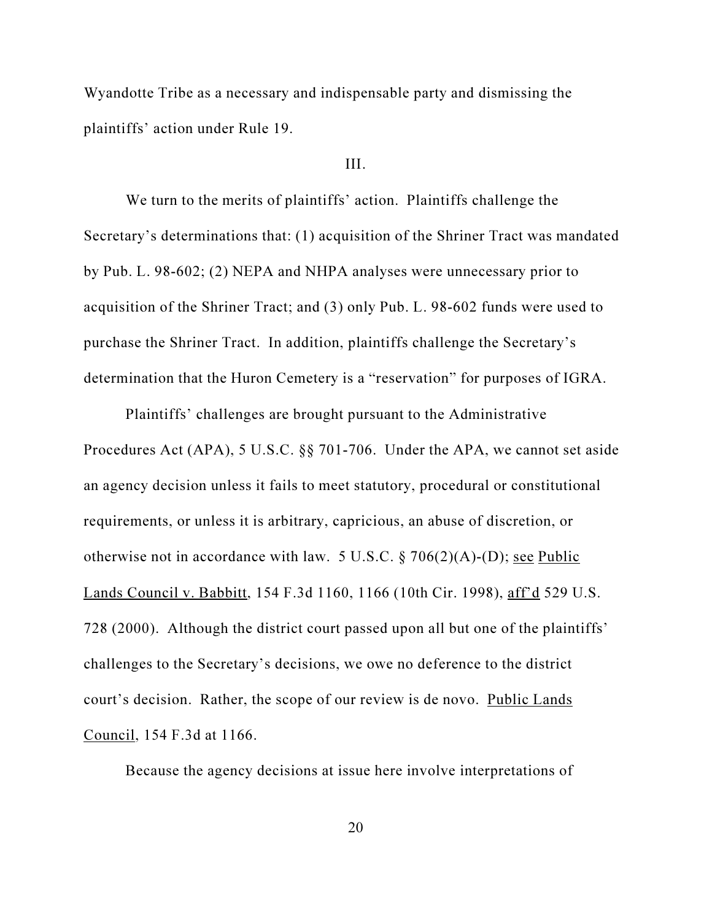Wyandotte Tribe as a necessary and indispensable party and dismissing the plaintiffs' action under Rule 19.

III.

We turn to the merits of plaintiffs' action. Plaintiffs challenge the Secretary's determinations that: (1) acquisition of the Shriner Tract was mandated by Pub. L. 98-602; (2) NEPA and NHPA analyses were unnecessary prior to acquisition of the Shriner Tract; and (3) only Pub. L. 98-602 funds were used to purchase the Shriner Tract. In addition, plaintiffs challenge the Secretary's determination that the Huron Cemetery is a "reservation" for purposes of IGRA.

Plaintiffs' challenges are brought pursuant to the Administrative Procedures Act (APA), 5 U.S.C. §§ 701-706. Under the APA, we cannot set aside an agency decision unless it fails to meet statutory, procedural or constitutional requirements, or unless it is arbitrary, capricious, an abuse of discretion, or otherwise not in accordance with law. 5 U.S.C. § 706(2)(A)-(D); see Public Lands Council v. Babbitt, 154 F.3d 1160, 1166 (10th Cir. 1998), aff'd 529 U.S. 728 (2000). Although the district court passed upon all but one of the plaintiffs' challenges to the Secretary's decisions, we owe no deference to the district court's decision. Rather, the scope of our review is de novo. Public Lands Council, 154 F.3d at 1166.

Because the agency decisions at issue here involve interpretations of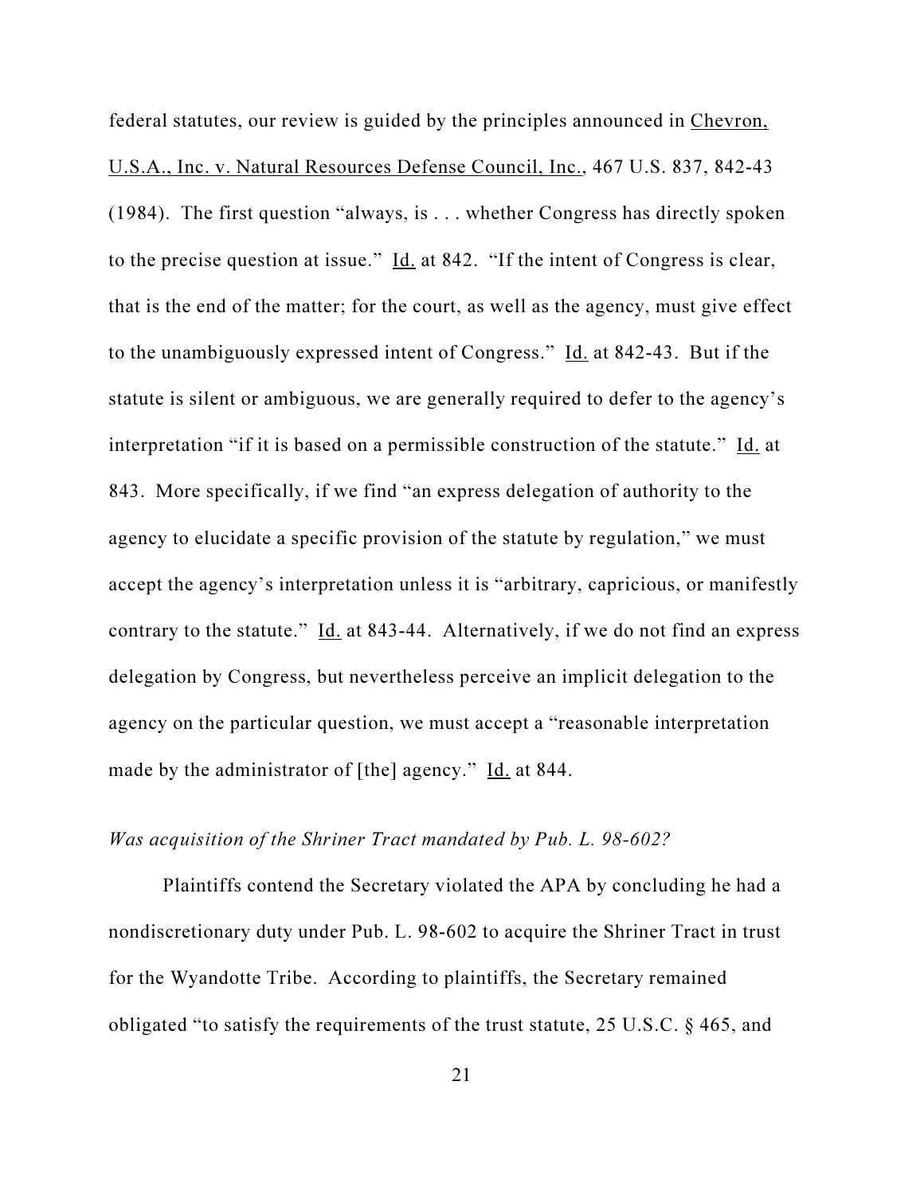federal statutes, our review is guided by the principles announced in Chevron, U.S.A., Inc. v. Natural Resources Defense Council, Inc., 467 U.S. 837, 842-43 (1984). The first question "always, is . . . whether Congress has directly spoken to the precise question at issue." Id. at 842. "If the intent of Congress is clear, that is the end of the matter; for the court, as well as the agency, must give effect to the unambiguously expressed intent of Congress." Id. at 842-43. But if the statute is silent or ambiguous, we are generally required to defer to the agency's interpretation "if it is based on a permissible construction of the statute." Id. at 843. More specifically, if we find "an express delegation of authority to the agency to elucidate a specific provision of the statute by regulation," we must accept the agency's interpretation unless it is "arbitrary, capricious, or manifestly contrary to the statute." Id. at 843-44. Alternatively, if we do not find an express delegation by Congress, but nevertheless perceive an implicit delegation to the agency on the particular question, we must accept a "reasonable interpretation made by the administrator of [the] agency." Id. at 844.

*Was acquisition of the Shriner Tract mandated by Pub. L. 98-602?*

Plaintiffs contend the Secretary violated the APA by concluding he had a nondiscretionary duty under Pub. L. 98-602 to acquire the Shriner Tract in trust for the Wyandotte Tribe. According to plaintiffs, the Secretary remained obligated "to satisfy the requirements of the trust statute, 25 U.S.C. § 465, and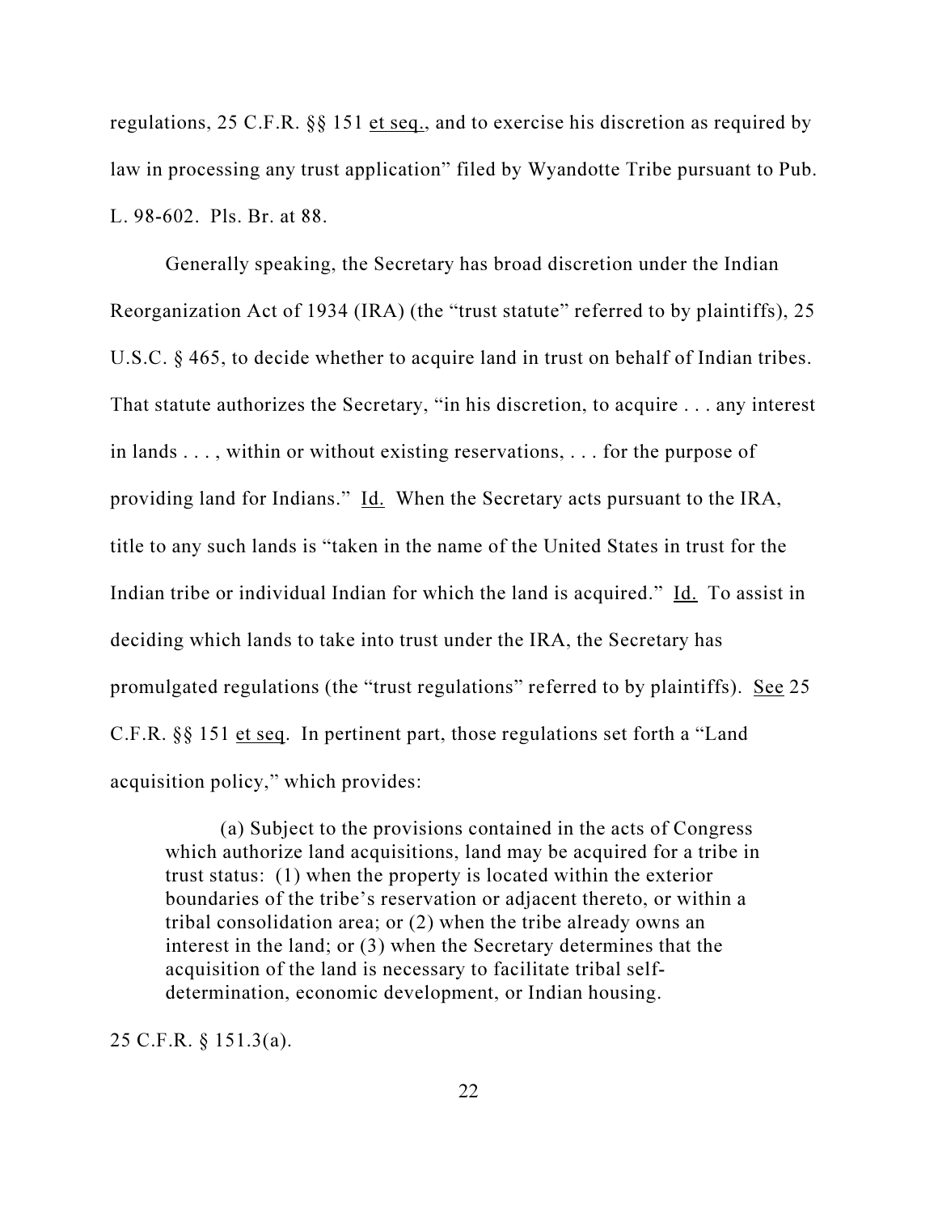regulations, 25 C.F.R. §§ 151 et seq., and to exercise his discretion as required by law in processing any trust application" filed by Wyandotte Tribe pursuant to Pub. L. 98-602. Pls. Br. at 88.

Generally speaking, the Secretary has broad discretion under the Indian Reorganization Act of 1934 (IRA) (the "trust statute" referred to by plaintiffs), 25 U.S.C. § 465, to decide whether to acquire land in trust on behalf of Indian tribes. That statute authorizes the Secretary, "in his discretion, to acquire . . . any interest in lands . . . , within or without existing reservations, . . . for the purpose of providing land for Indians." Id. When the Secretary acts pursuant to the IRA, title to any such lands is "taken in the name of the United States in trust for the Indian tribe or individual Indian for which the land is acquired." Id. To assist in deciding which lands to take into trust under the IRA, the Secretary has promulgated regulations (the "trust regulations" referred to by plaintiffs). See 25 C.F.R. §§ 151 et seq. In pertinent part, those regulations set forth a "Land acquisition policy," which provides:

> (a) Subject to the provisions contained in the acts of Congress which authorize land acquisitions, land may be acquired for a tribe in trust status: (1) when the property is located within the exterior boundaries of the tribe's reservation or adjacent thereto, or within a tribal consolidation area; or (2) when the tribe already owns an interest in the land; or (3) when the Secretary determines that the acquisition of the land is necessary to facilitate tribal self-determination, economic development, or Indian housing.

25 C.F.R. § 151.3(a).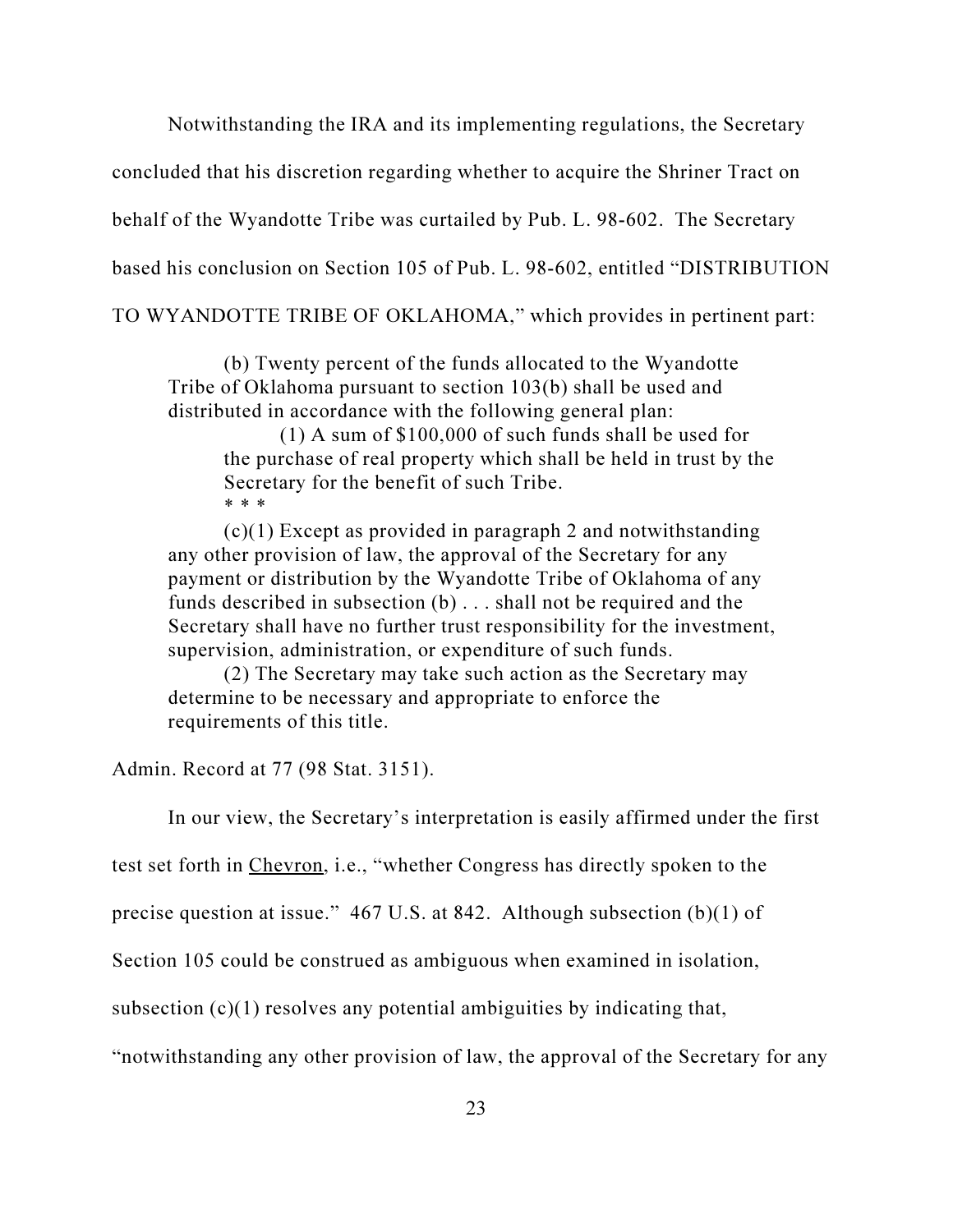Notwithstanding the IRA and its implementing regulations, the Secretary concluded that his discretion regarding whether to acquire the Shriner Tract on behalf of the Wyandotte Tribe was curtailed by Pub. L. 98-602. The Secretary based his conclusion on Section 105 of Pub. L. 98-602, entitled "DISTRIBUTION TO WYANDOTTE TRIBE OF OKLAHOMA," which provides in pertinent part:

> (b) Twenty percent of the funds allocated to the Wyandotte Tribe of Oklahoma pursuant to section 103(b) shall be used and distributed in accordance with the following general plan:
>
> > (1) A sum of $100,000 of such funds shall be used for the purchase of real property which shall be held in trust by the Secretary for the benefit of such Tribe.
> >
> > * * *
>
> (c)(1) Except as provided in paragraph 2 and notwithstanding any other provision of law, the approval of the Secretary for any payment or distribution by the Wyandotte Tribe of Oklahoma of any funds described in subsection (b) . . . shall not be required and the Secretary shall have no further trust responsibility for the investment, supervision, administration, or expenditure of such funds.
>
> (2) The Secretary may take such action as the Secretary may determine to be necessary and appropriate to enforce the requirements of this title.

Admin. Record at 77 (98 Stat. 3151).

In our view, the Secretary's interpretation is easily affirmed under the first test set forth in Chevron, i.e., "whether Congress has directly spoken to the precise question at issue." 467 U.S. at 842. Although subsection (b)(1) of Section 105 could be construed as ambiguous when examined in isolation, subsection (c)(1) resolves any potential ambiguities by indicating that, "notwithstanding any other provision of law, the approval of the Secretary for any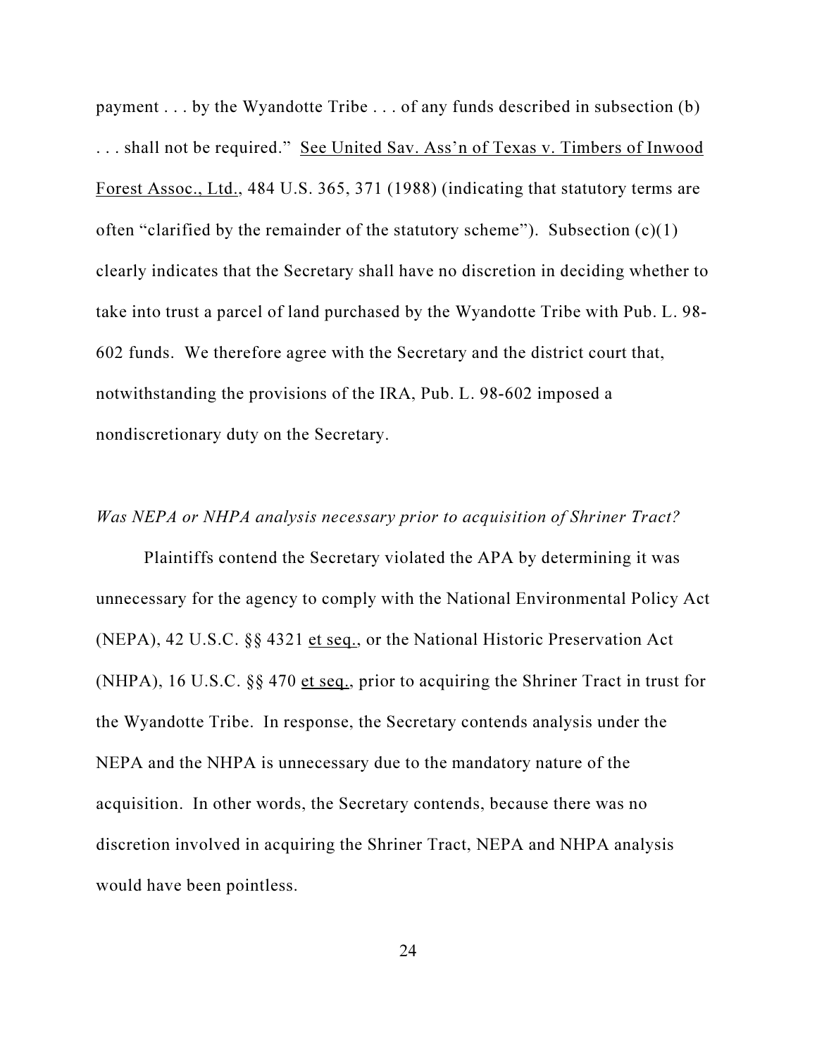payment . . . by the Wyandotte Tribe . . . of any funds described in subsection (b) . . . shall not be required." See United Sav. Ass'n of Texas v. Timbers of Inwood Forest Assoc., Ltd., 484 U.S. 365, 371 (1988) (indicating that statutory terms are often "clarified by the remainder of the statutory scheme"). Subsection (c)(1) clearly indicates that the Secretary shall have no discretion in deciding whether to take into trust a parcel of land purchased by the Wyandotte Tribe with Pub. L. 98-602 funds. We therefore agree with the Secretary and the district court that, notwithstanding the provisions of the IRA, Pub. L. 98-602 imposed a nondiscretionary duty on the Secretary.

*Was NEPA or NHPA analysis necessary prior to acquisition of Shriner Tract?*

Plaintiffs contend the Secretary violated the APA by determining it was unnecessary for the agency to comply with the National Environmental Policy Act (NEPA), 42 U.S.C. §§ 4321 et seq., or the National Historic Preservation Act (NHPA), 16 U.S.C. §§ 470 et seq., prior to acquiring the Shriner Tract in trust for the Wyandotte Tribe. In response, the Secretary contends analysis under the NEPA and the NHPA is unnecessary due to the mandatory nature of the acquisition. In other words, the Secretary contends, because there was no discretion involved in acquiring the Shriner Tract, NEPA and NHPA analysis would have been pointless.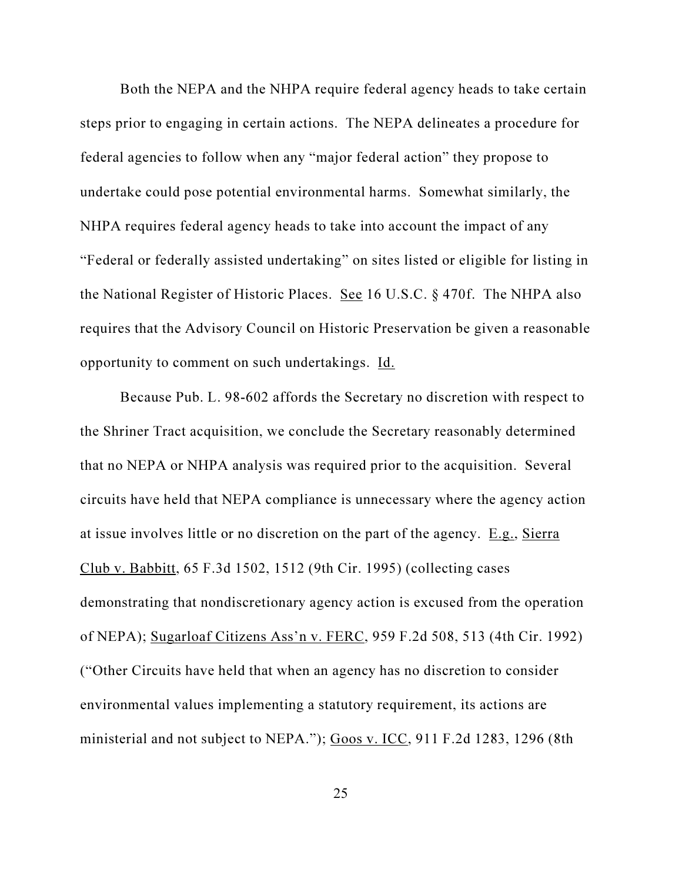Both the NEPA and the NHPA require federal agency heads to take certain steps prior to engaging in certain actions. The NEPA delineates a procedure for federal agencies to follow when any "major federal action" they propose to undertake could pose potential environmental harms. Somewhat similarly, the NHPA requires federal agency heads to take into account the impact of any "Federal or federally assisted undertaking" on sites listed or eligible for listing in the National Register of Historic Places. See 16 U.S.C. § 470f. The NHPA also requires that the Advisory Council on Historic Preservation be given a reasonable opportunity to comment on such undertakings. Id.

Because Pub. L. 98-602 affords the Secretary no discretion with respect to the Shriner Tract acquisition, we conclude the Secretary reasonably determined that no NEPA or NHPA analysis was required prior to the acquisition. Several circuits have held that NEPA compliance is unnecessary where the agency action at issue involves little or no discretion on the part of the agency. E.g., Sierra Club v. Babbitt, 65 F.3d 1502, 1512 (9th Cir. 1995) (collecting cases demonstrating that nondiscretionary agency action is excused from the operation of NEPA); Sugarloaf Citizens Ass'n v. FERC, 959 F.2d 508, 513 (4th Cir. 1992) ("Other Circuits have held that when an agency has no discretion to consider environmental values implementing a statutory requirement, its actions are ministerial and not subject to NEPA."); Goos v. ICC, 911 F.2d 1283, 1296 (8th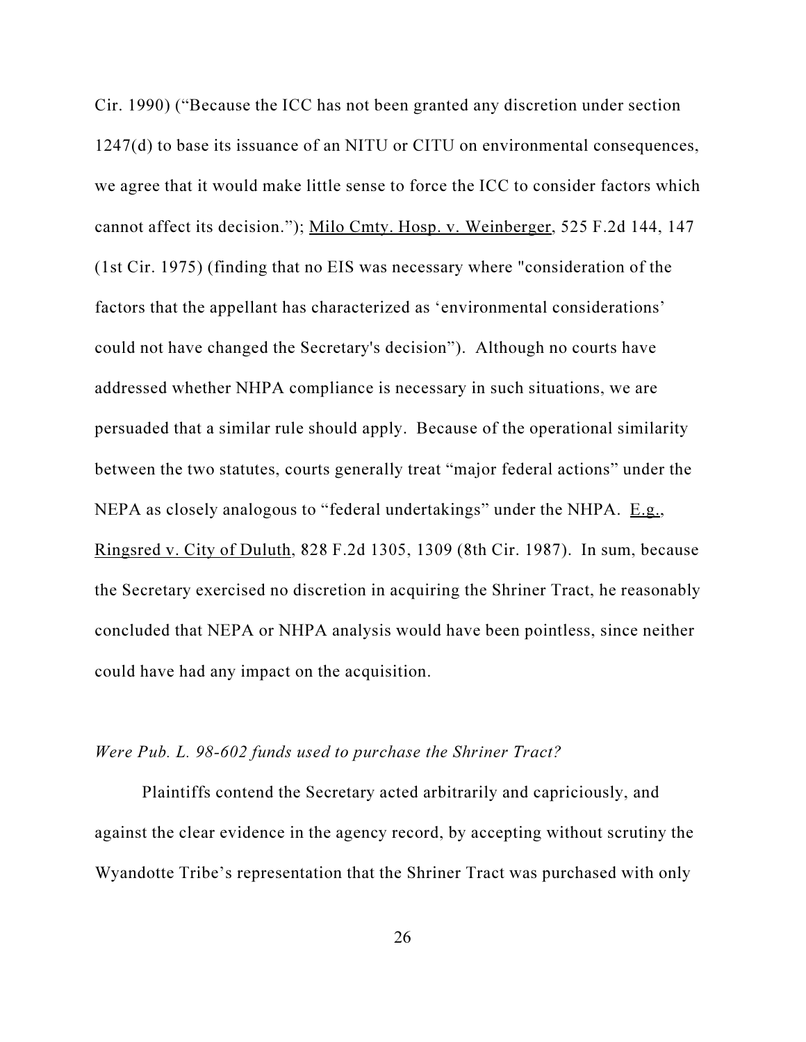Cir. 1990) ("Because the ICC has not been granted any discretion under section 1247(d) to base its issuance of an NITU or CITU on environmental consequences, we agree that it would make little sense to force the ICC to consider factors which cannot affect its decision."); Milo Cmty. Hosp. v. Weinberger, 525 F.2d 144, 147 (1st Cir. 1975) (finding that no EIS was necessary where "consideration of the factors that the appellant has characterized as 'environmental considerations' could not have changed the Secretary's decision"). Although no courts have addressed whether NHPA compliance is necessary in such situations, we are persuaded that a similar rule should apply. Because of the operational similarity between the two statutes, courts generally treat "major federal actions" under the NEPA as closely analogous to "federal undertakings" under the NHPA. E.g., Ringsred v. City of Duluth, 828 F.2d 1305, 1309 (8th Cir. 1987). In sum, because the Secretary exercised no discretion in acquiring the Shriner Tract, he reasonably concluded that NEPA or NHPA analysis would have been pointless, since neither could have had any impact on the acquisition.

*Were Pub. L. 98-602 funds used to purchase the Shriner Tract?*

Plaintiffs contend the Secretary acted arbitrarily and capriciously, and against the clear evidence in the agency record, by accepting without scrutiny the Wyandotte Tribe's representation that the Shriner Tract was purchased with only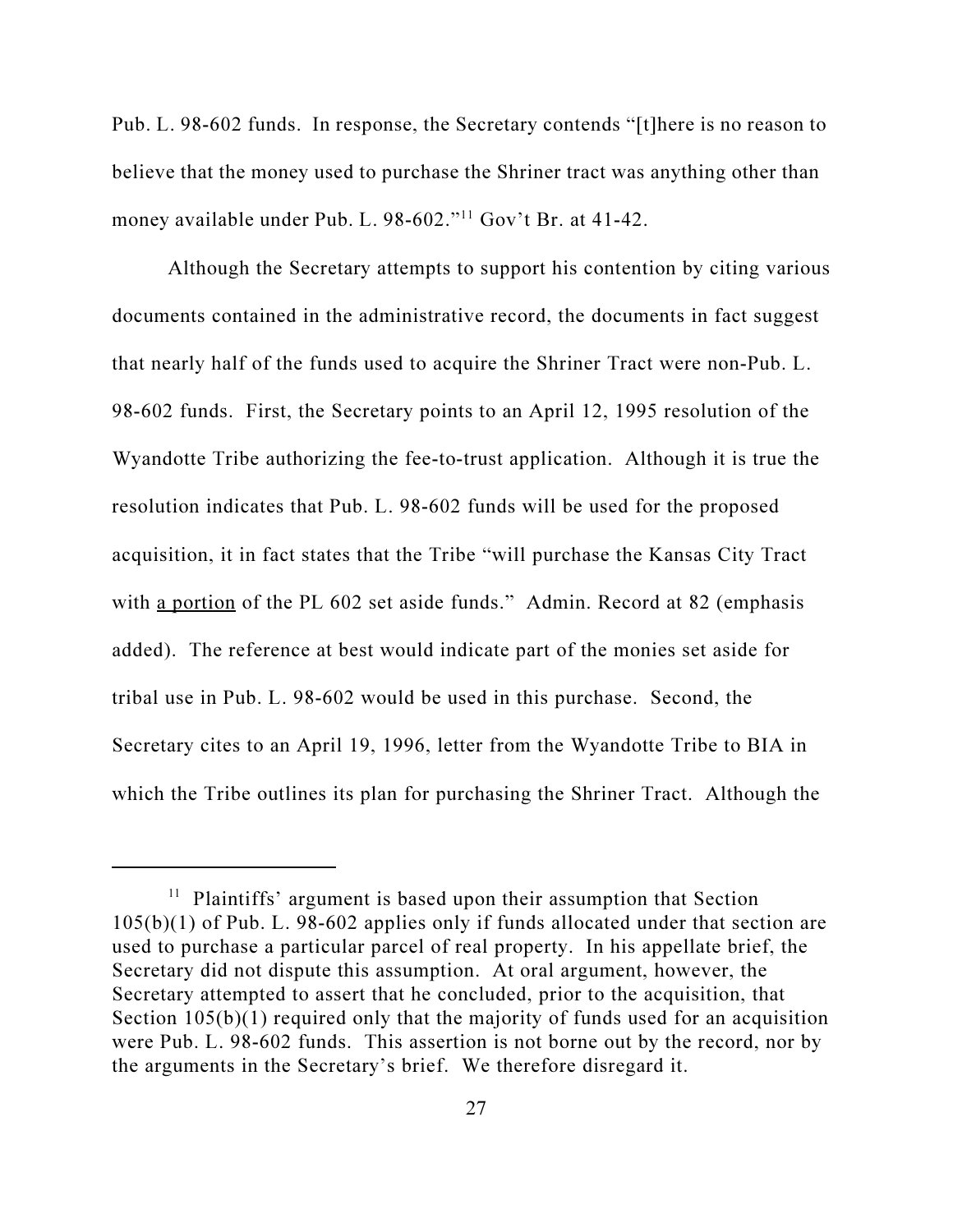Pub. L. 98-602 funds. In response, the Secretary contends "[t]here is no reason to believe that the money used to purchase the Shriner tract was anything other than money available under Pub. L. 98-602."[11] Gov't Br. at 41-42.

Although the Secretary attempts to support his contention by citing various documents contained in the administrative record, the documents in fact suggest that nearly half of the funds used to acquire the Shriner Tract were non-Pub. L. 98-602 funds. First, the Secretary points to an April 12, 1995 resolution of the Wyandotte Tribe authorizing the fee-to-trust application. Although it is true the resolution indicates that Pub. L. 98-602 funds will be used for the proposed acquisition, it in fact states that the Tribe "will purchase the Kansas City Tract with <u>a portion</u> of the PL 602 set aside funds." Admin. Record at 82 (emphasis added). The reference at best would indicate part of the monies set aside for tribal use in Pub. L. 98-602 would be used in this purchase. Second, the Secretary cites to an April 19, 1996, letter from the Wyandotte Tribe to BIA in which the Tribe outlines its plan for purchasing the Shriner Tract. Although the

---

[11] Plaintiffs' argument is based upon their assumption that Section 105(b)(1) of Pub. L. 98-602 applies only if funds allocated under that section are used to purchase a particular parcel of real property. In his appellate brief, the Secretary did not dispute this assumption. At oral argument, however, the Secretary attempted to assert that he concluded, prior to the acquisition, that Section 105(b)(1) required only that the majority of funds used for an acquisition were Pub. L. 98-602 funds. This assertion is not borne out by the record, nor by the arguments in the Secretary's brief. We therefore disregard it.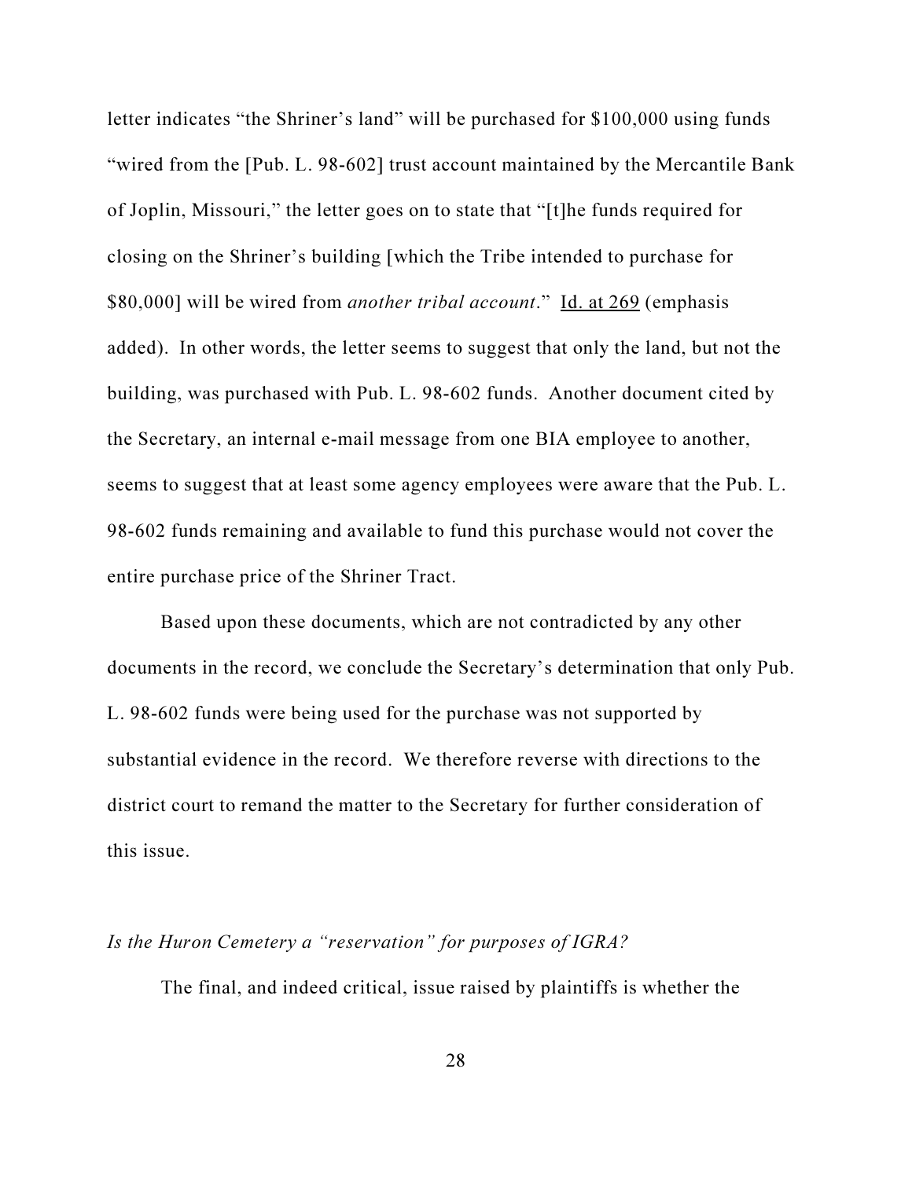letter indicates "the Shriner's land" will be purchased for $100,000 using funds "wired from the [Pub. L. 98-602] trust account maintained by the Mercantile Bank of Joplin, Missouri," the letter goes on to state that "[t]he funds required for closing on the Shriner's building [which the Tribe intended to purchase for $80,000] will be wired from *another tribal account*." Id. at 269 (emphasis added). In other words, the letter seems to suggest that only the land, but not the building, was purchased with Pub. L. 98-602 funds. Another document cited by the Secretary, an internal e-mail message from one BIA employee to another, seems to suggest that at least some agency employees were aware that the Pub. L. 98-602 funds remaining and available to fund this purchase would not cover the entire purchase price of the Shriner Tract.

Based upon these documents, which are not contradicted by any other documents in the record, we conclude the Secretary's determination that only Pub. L. 98-602 funds were being used for the purchase was not supported by substantial evidence in the record. We therefore reverse with directions to the district court to remand the matter to the Secretary for further consideration of this issue.

*Is the Huron Cemetery a "reservation" for purposes of IGRA?*

The final, and indeed critical, issue raised by plaintiffs is whether the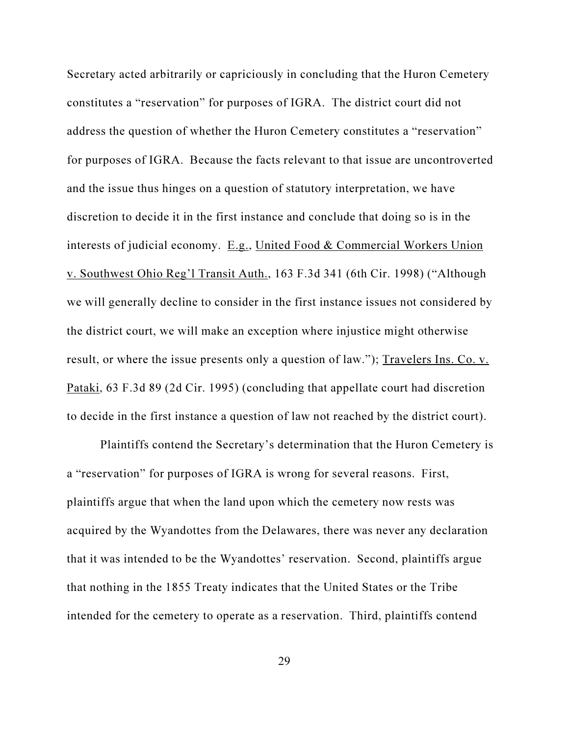Secretary acted arbitrarily or capriciously in concluding that the Huron Cemetery constitutes a "reservation" for purposes of IGRA. The district court did not address the question of whether the Huron Cemetery constitutes a "reservation" for purposes of IGRA. Because the facts relevant to that issue are uncontroverted and the issue thus hinges on a question of statutory interpretation, we have discretion to decide it in the first instance and conclude that doing so is in the interests of judicial economy. E.g., United Food & Commercial Workers Union v. Southwest Ohio Reg'l Transit Auth., 163 F.3d 341 (6th Cir. 1998) ("Although we will generally decline to consider in the first instance issues not considered by the district court, we will make an exception where injustice might otherwise result, or where the issue presents only a question of law."); Travelers Ins. Co. v. Pataki, 63 F.3d 89 (2d Cir. 1995) (concluding that appellate court had discretion to decide in the first instance a question of law not reached by the district court).

Plaintiffs contend the Secretary's determination that the Huron Cemetery is a "reservation" for purposes of IGRA is wrong for several reasons. First, plaintiffs argue that when the land upon which the cemetery now rests was acquired by the Wyandottes from the Delawares, there was never any declaration that it was intended to be the Wyandottes' reservation. Second, plaintiffs argue that nothing in the 1855 Treaty indicates that the United States or the Tribe intended for the cemetery to operate as a reservation. Third, plaintiffs contend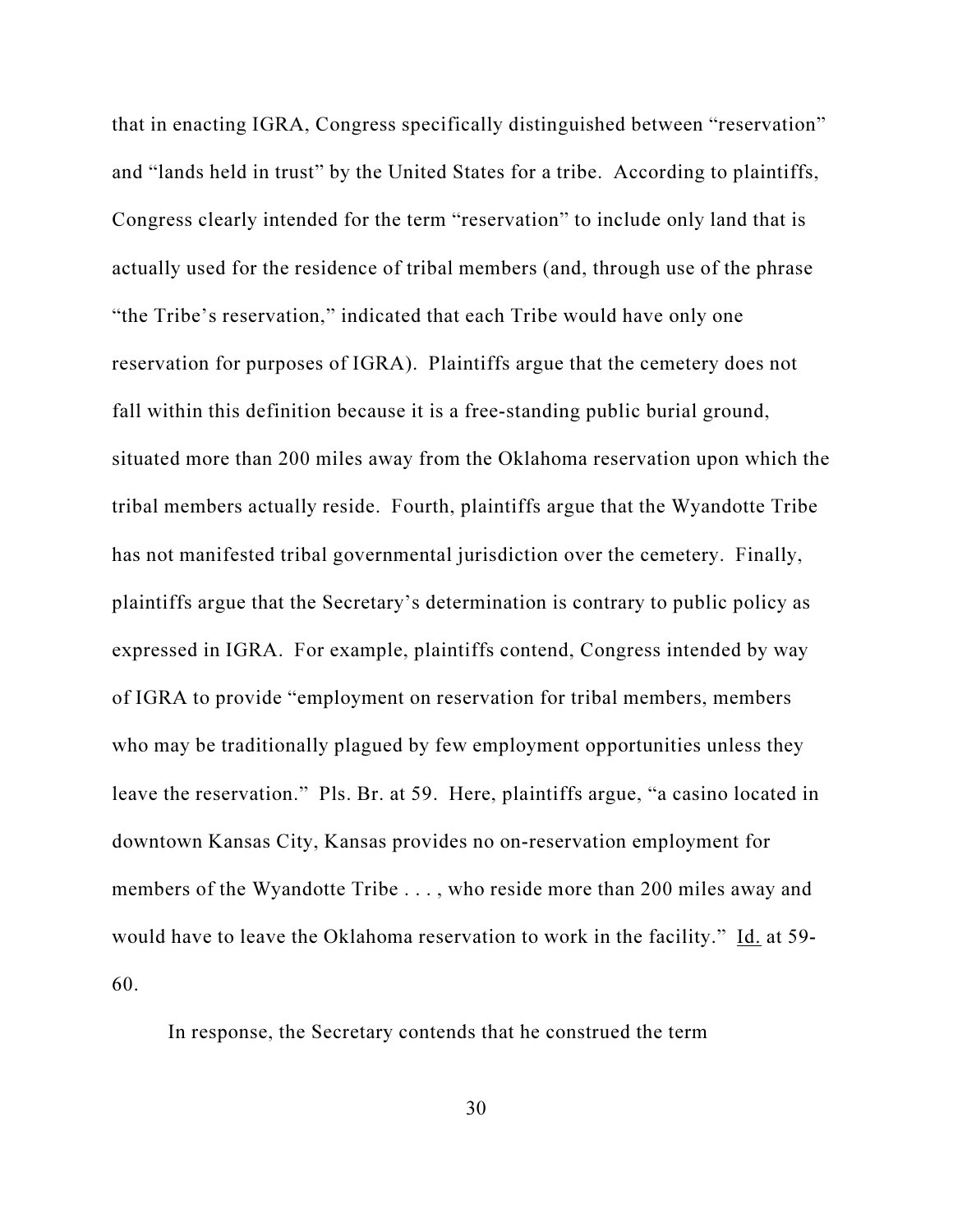that in enacting IGRA, Congress specifically distinguished between "reservation" and "lands held in trust" by the United States for a tribe. According to plaintiffs, Congress clearly intended for the term "reservation" to include only land that is actually used for the residence of tribal members (and, through use of the phrase "the Tribe's reservation," indicated that each Tribe would have only one reservation for purposes of IGRA). Plaintiffs argue that the cemetery does not fall within this definition because it is a free-standing public burial ground, situated more than 200 miles away from the Oklahoma reservation upon which the tribal members actually reside. Fourth, plaintiffs argue that the Wyandotte Tribe has not manifested tribal governmental jurisdiction over the cemetery. Finally, plaintiffs argue that the Secretary's determination is contrary to public policy as expressed in IGRA. For example, plaintiffs contend, Congress intended by way of IGRA to provide "employment on reservation for tribal members, members who may be traditionally plagued by few employment opportunities unless they leave the reservation." Pls. Br. at 59. Here, plaintiffs argue, "a casino located in downtown Kansas City, Kansas provides no on-reservation employment for members of the Wyandotte Tribe . . . , who reside more than 200 miles away and would have to leave the Oklahoma reservation to work in the facility." Id. at 59-60.

In response, the Secretary contends that he construed the term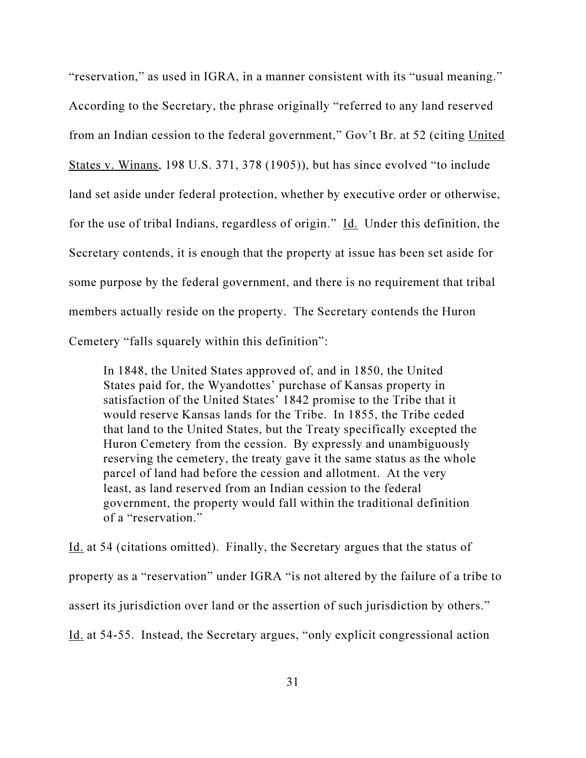"reservation," as used in IGRA, in a manner consistent with its "usual meaning." According to the Secretary, the phrase originally "referred to any land reserved from an Indian cession to the federal government," Gov't Br. at 52 (citing United States v. Winans, 198 U.S. 371, 378 (1905)), but has since evolved "to include land set aside under federal protection, whether by executive order or otherwise, for the use of tribal Indians, regardless of origin." Id. Under this definition, the Secretary contends, it is enough that the property at issue has been set aside for some purpose by the federal government, and there is no requirement that tribal members actually reside on the property. The Secretary contends the Huron Cemetery "falls squarely within this definition":

> In 1848, the United States approved of, and in 1850, the United States paid for, the Wyandottes' purchase of Kansas property in satisfaction of the United States' 1842 promise to the Tribe that it would reserve Kansas lands for the Tribe. In 1855, the Tribe ceded that land to the United States, but the Treaty specifically excepted the Huron Cemetery from the cession. By expressly and unambiguously reserving the cemetery, the treaty gave it the same status as the whole parcel of land had before the cession and allotment. At the very least, as land reserved from an Indian cession to the federal government, the property would fall within the traditional definition of a "reservation."

Id. at 54 (citations omitted). Finally, the Secretary argues that the status of property as a "reservation" under IGRA "is not altered by the failure of a tribe to assert its jurisdiction over land or the assertion of such jurisdiction by others." Id. at 54-55. Instead, the Secretary argues, "only explicit congressional action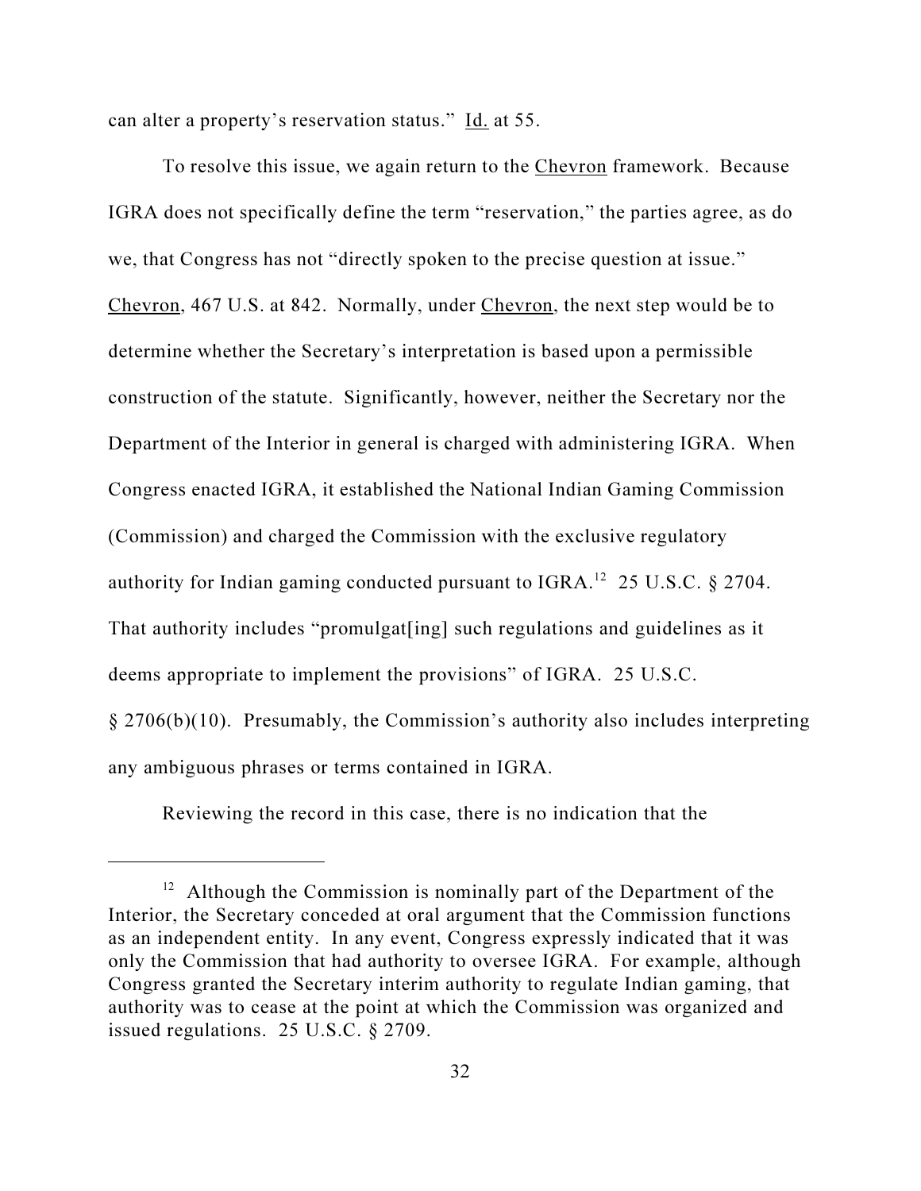can alter a property's reservation status." Id. at 55.

To resolve this issue, we again return to the Chevron framework. Because IGRA does not specifically define the term "reservation," the parties agree, as do we, that Congress has not "directly spoken to the precise question at issue." Chevron, 467 U.S. at 842. Normally, under Chevron, the next step would be to determine whether the Secretary's interpretation is based upon a permissible construction of the statute. Significantly, however, neither the Secretary nor the Department of the Interior in general is charged with administering IGRA. When Congress enacted IGRA, it established the National Indian Gaming Commission (Commission) and charged the Commission with the exclusive regulatory authority for Indian gaming conducted pursuant to IGRA.[12] 25 U.S.C. § 2704. That authority includes "promulgat[ing] such regulations and guidelines as it deems appropriate to implement the provisions" of IGRA. 25 U.S.C. § 2706(b)(10). Presumably, the Commission's authority also includes interpreting any ambiguous phrases or terms contained in IGRA.

Reviewing the record in this case, there is no indication that the

---

[12] Although the Commission is nominally part of the Department of the Interior, the Secretary conceded at oral argument that the Commission functions as an independent entity. In any event, Congress expressly indicated that it was only the Commission that had authority to oversee IGRA. For example, although Congress granted the Secretary interim authority to regulate Indian gaming, that authority was to cease at the point at which the Commission was organized and issued regulations. 25 U.S.C. § 2709.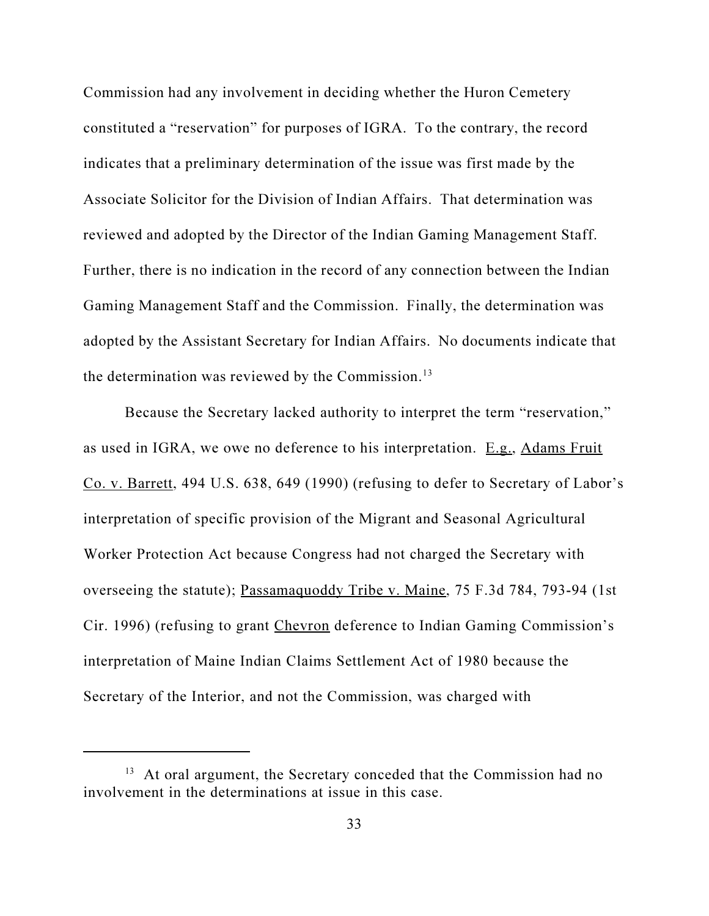Commission had any involvement in deciding whether the Huron Cemetery constituted a "reservation" for purposes of IGRA. To the contrary, the record indicates that a preliminary determination of the issue was first made by the Associate Solicitor for the Division of Indian Affairs. That determination was reviewed and adopted by the Director of the Indian Gaming Management Staff. Further, there is no indication in the record of any connection between the Indian Gaming Management Staff and the Commission. Finally, the determination was adopted by the Assistant Secretary for Indian Affairs. No documents indicate that the determination was reviewed by the Commission.[13]

Because the Secretary lacked authority to interpret the term "reservation," as used in IGRA, we owe no deference to his interpretation. E.g., Adams Fruit Co. v. Barrett, 494 U.S. 638, 649 (1990) (refusing to defer to Secretary of Labor's interpretation of specific provision of the Migrant and Seasonal Agricultural Worker Protection Act because Congress had not charged the Secretary with overseeing the statute); Passamaquoddy Tribe v. Maine, 75 F.3d 784, 793-94 (1st Cir. 1996) (refusing to grant Chevron deference to Indian Gaming Commission's interpretation of Maine Indian Claims Settlement Act of 1980 because the Secretary of the Interior, and not the Commission, was charged with

---

[13] At oral argument, the Secretary conceded that the Commission had no involvement in the determinations at issue in this case.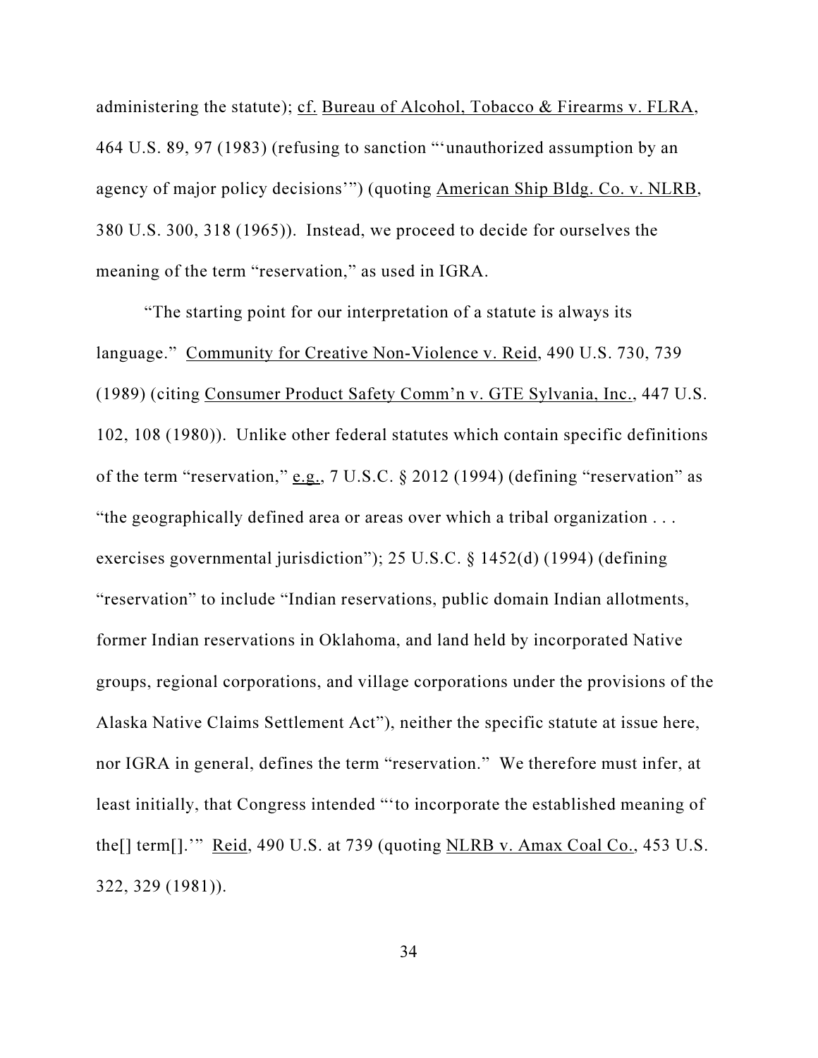administering the statute); cf. Bureau of Alcohol, Tobacco & Firearms v. FLRA, 464 U.S. 89, 97 (1983) (refusing to sanction "'unauthorized assumption by an agency of major policy decisions'") (quoting American Ship Bldg. Co. v. NLRB, 380 U.S. 300, 318 (1965)). Instead, we proceed to decide for ourselves the meaning of the term "reservation," as used in IGRA.

"The starting point for our interpretation of a statute is always its language." Community for Creative Non-Violence v. Reid, 490 U.S. 730, 739 (1989) (citing Consumer Product Safety Comm'n v. GTE Sylvania, Inc., 447 U.S. 102, 108 (1980)). Unlike other federal statutes which contain specific definitions of the term "reservation," e.g., 7 U.S.C. § 2012 (1994) (defining "reservation" as "the geographically defined area or areas over which a tribal organization . . . exercises governmental jurisdiction"); 25 U.S.C. § 1452(d) (1994) (defining "reservation" to include "Indian reservations, public domain Indian allotments, former Indian reservations in Oklahoma, and land held by incorporated Native groups, regional corporations, and village corporations under the provisions of the Alaska Native Claims Settlement Act"), neither the specific statute at issue here, nor IGRA in general, defines the term "reservation." We therefore must infer, at least initially, that Congress intended "'to incorporate the established meaning of the[] term[].'" Reid, 490 U.S. at 739 (quoting NLRB v. Amax Coal Co., 453 U.S. 322, 329 (1981)).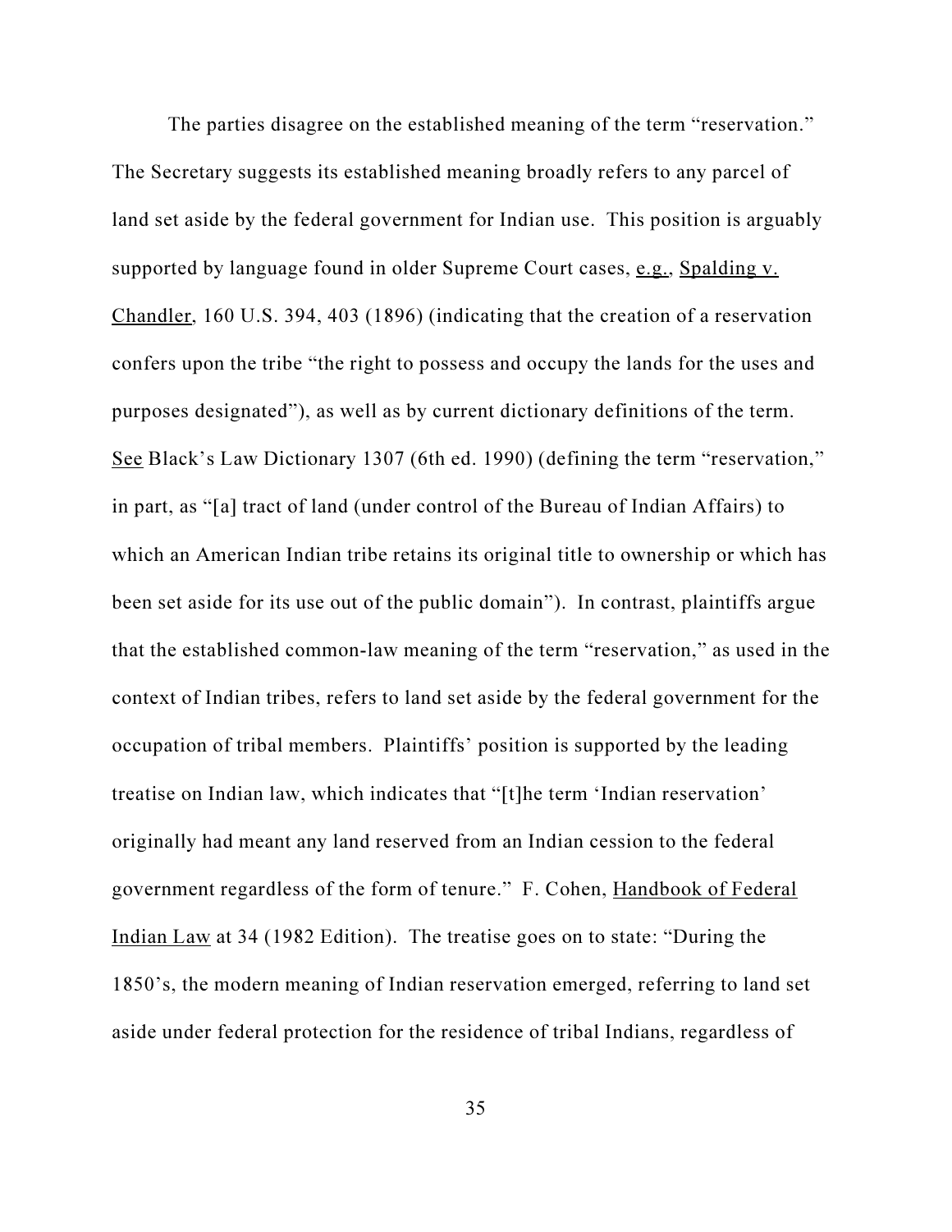The parties disagree on the established meaning of the term "reservation." The Secretary suggests its established meaning broadly refers to any parcel of land set aside by the federal government for Indian use. This position is arguably supported by language found in older Supreme Court cases, e.g., Spalding v. Chandler, 160 U.S. 394, 403 (1896) (indicating that the creation of a reservation confers upon the tribe "the right to possess and occupy the lands for the uses and purposes designated"), as well as by current dictionary definitions of the term. See Black's Law Dictionary 1307 (6th ed. 1990) (defining the term "reservation," in part, as "[a] tract of land (under control of the Bureau of Indian Affairs) to which an American Indian tribe retains its original title to ownership or which has been set aside for its use out of the public domain"). In contrast, plaintiffs argue that the established common-law meaning of the term "reservation," as used in the context of Indian tribes, refers to land set aside by the federal government for the occupation of tribal members. Plaintiffs' position is supported by the leading treatise on Indian law, which indicates that "[t]he term 'Indian reservation' originally had meant any land reserved from an Indian cession to the federal government regardless of the form of tenure." F. Cohen, Handbook of Federal Indian Law at 34 (1982 Edition). The treatise goes on to state: "During the 1850's, the modern meaning of Indian reservation emerged, referring to land set aside under federal protection for the residence of tribal Indians, regardless of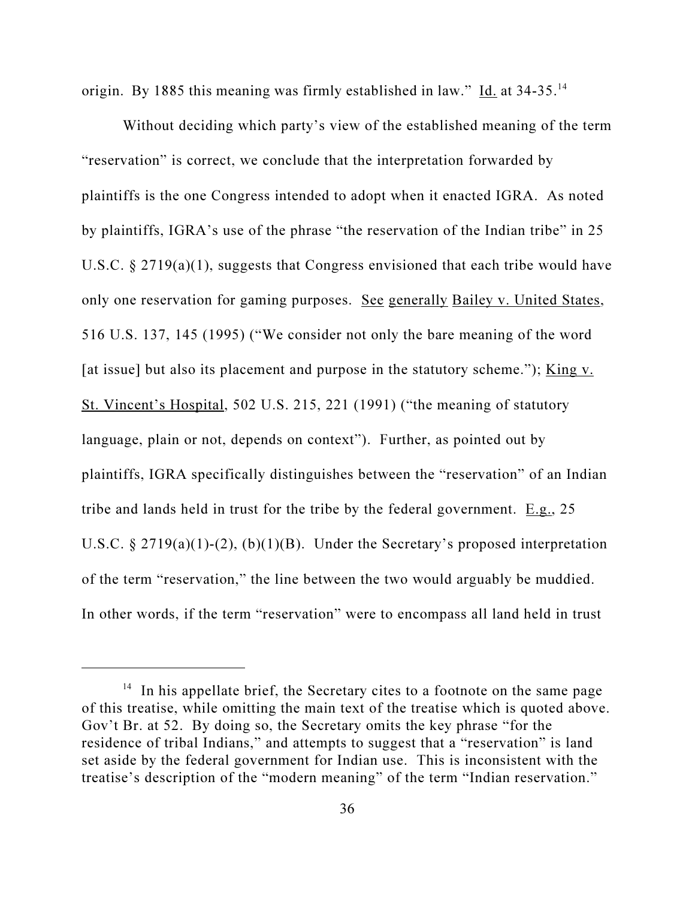origin. By 1885 this meaning was firmly established in law." Id. at 34-35.[14]

Without deciding which party's view of the established meaning of the term "reservation" is correct, we conclude that the interpretation forwarded by plaintiffs is the one Congress intended to adopt when it enacted IGRA. As noted by plaintiffs, IGRA's use of the phrase "the reservation of the Indian tribe" in 25 U.S.C. § 2719(a)(1), suggests that Congress envisioned that each tribe would have only one reservation for gaming purposes. See generally Bailey v. United States, 516 U.S. 137, 145 (1995) ("We consider not only the bare meaning of the word [at issue] but also its placement and purpose in the statutory scheme."); King v. St. Vincent's Hospital, 502 U.S. 215, 221 (1991) ("the meaning of statutory language, plain or not, depends on context"). Further, as pointed out by plaintiffs, IGRA specifically distinguishes between the "reservation" of an Indian tribe and lands held in trust for the tribe by the federal government. E.g., 25 U.S.C. § 2719(a)(1)-(2), (b)(1)(B). Under the Secretary's proposed interpretation of the term "reservation," the line between the two would arguably be muddied. In other words, if the term "reservation" were to encompass all land held in trust

---

[14] In his appellate brief, the Secretary cites to a footnote on the same page of this treatise, while omitting the main text of the treatise which is quoted above. Gov't Br. at 52. By doing so, the Secretary omits the key phrase "for the residence of tribal Indians," and attempts to suggest that a "reservation" is land set aside by the federal government for Indian use. This is inconsistent with the treatise's description of the "modern meaning" of the term "Indian reservation."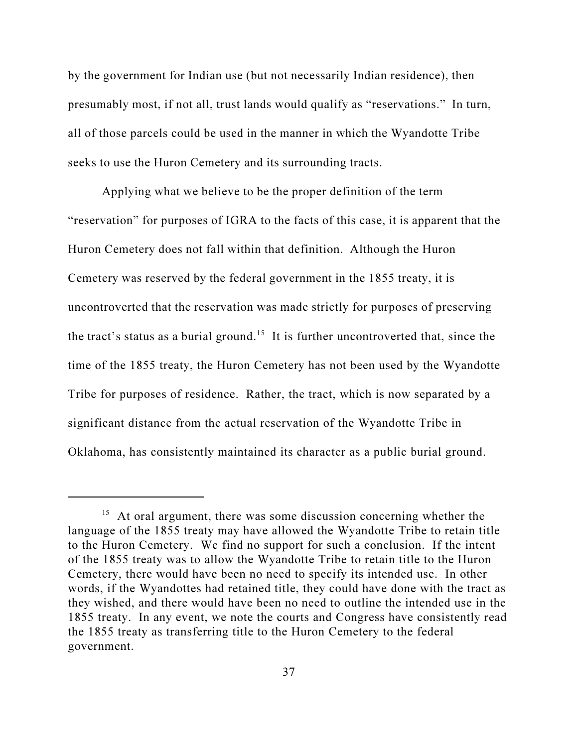by the government for Indian use (but not necessarily Indian residence), then presumably most, if not all, trust lands would qualify as "reservations." In turn, all of those parcels could be used in the manner in which the Wyandotte Tribe seeks to use the Huron Cemetery and its surrounding tracts.

Applying what we believe to be the proper definition of the term "reservation" for purposes of IGRA to the facts of this case, it is apparent that the Huron Cemetery does not fall within that definition. Although the Huron Cemetery was reserved by the federal government in the 1855 treaty, it is uncontroverted that the reservation was made strictly for purposes of preserving the tract's status as a burial ground.[15] It is further uncontroverted that, since the time of the 1855 treaty, the Huron Cemetery has not been used by the Wyandotte Tribe for purposes of residence. Rather, the tract, which is now separated by a significant distance from the actual reservation of the Wyandotte Tribe in Oklahoma, has consistently maintained its character as a public burial ground.

---

[15] At oral argument, there was some discussion concerning whether the language of the 1855 treaty may have allowed the Wyandotte Tribe to retain title to the Huron Cemetery. We find no support for such a conclusion. If the intent of the 1855 treaty was to allow the Wyandotte Tribe to retain title to the Huron Cemetery, there would have been no need to specify its intended use. In other words, if the Wyandottes had retained title, they could have done with the tract as they wished, and there would have been no need to outline the intended use in the 1855 treaty. In any event, we note the courts and Congress have consistently read the 1855 treaty as transferring title to the Huron Cemetery to the federal government.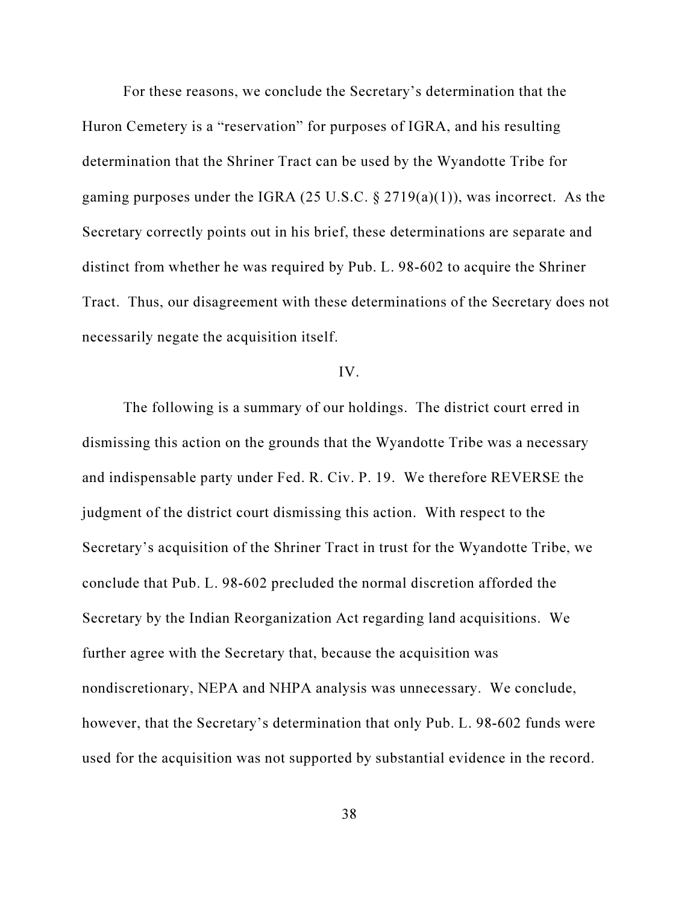For these reasons, we conclude the Secretary's determination that the Huron Cemetery is a "reservation" for purposes of IGRA, and his resulting determination that the Shriner Tract can be used by the Wyandotte Tribe for gaming purposes under the IGRA (25 U.S.C. § 2719(a)(1)), was incorrect. As the Secretary correctly points out in his brief, these determinations are separate and distinct from whether he was required by Pub. L. 98-602 to acquire the Shriner Tract. Thus, our disagreement with these determinations of the Secretary does not necessarily negate the acquisition itself.

## IV.

The following is a summary of our holdings. The district court erred in dismissing this action on the grounds that the Wyandotte Tribe was a necessary and indispensable party under Fed. R. Civ. P. 19. We therefore REVERSE the judgment of the district court dismissing this action. With respect to the Secretary's acquisition of the Shriner Tract in trust for the Wyandotte Tribe, we conclude that Pub. L. 98-602 precluded the normal discretion afforded the Secretary by the Indian Reorganization Act regarding land acquisitions. We further agree with the Secretary that, because the acquisition was nondiscretionary, NEPA and NHPA analysis was unnecessary. We conclude, however, that the Secretary's determination that only Pub. L. 98-602 funds were used for the acquisition was not supported by substantial evidence in the record.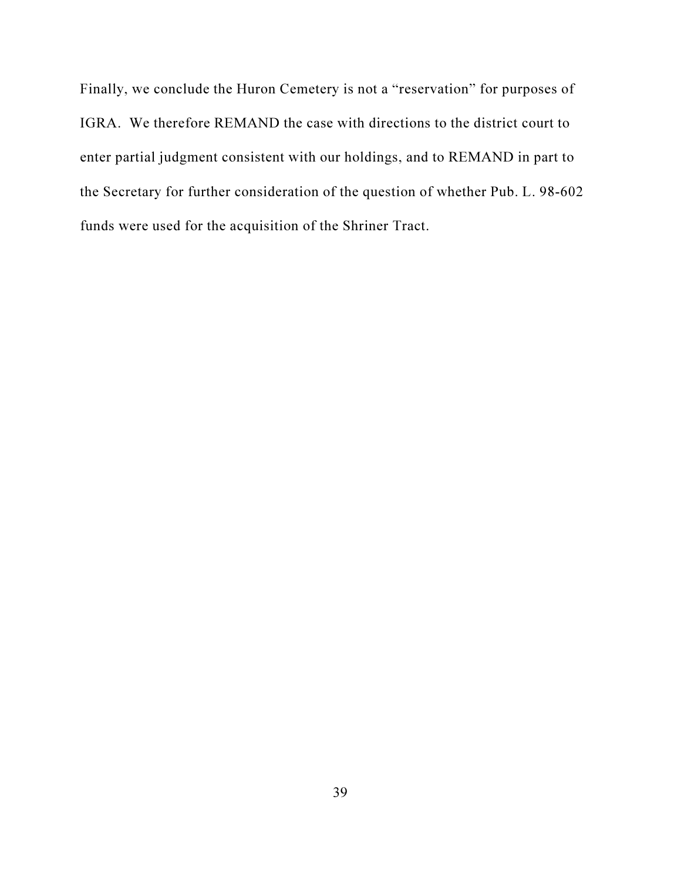Finally, we conclude the Huron Cemetery is not a "reservation" for purposes of IGRA. We therefore REMAND the case with directions to the district court to enter partial judgment consistent with our holdings, and to REMAND in part to the Secretary for further consideration of the question of whether Pub. L. 98-602 funds were used for the acquisition of the Shriner Tract.